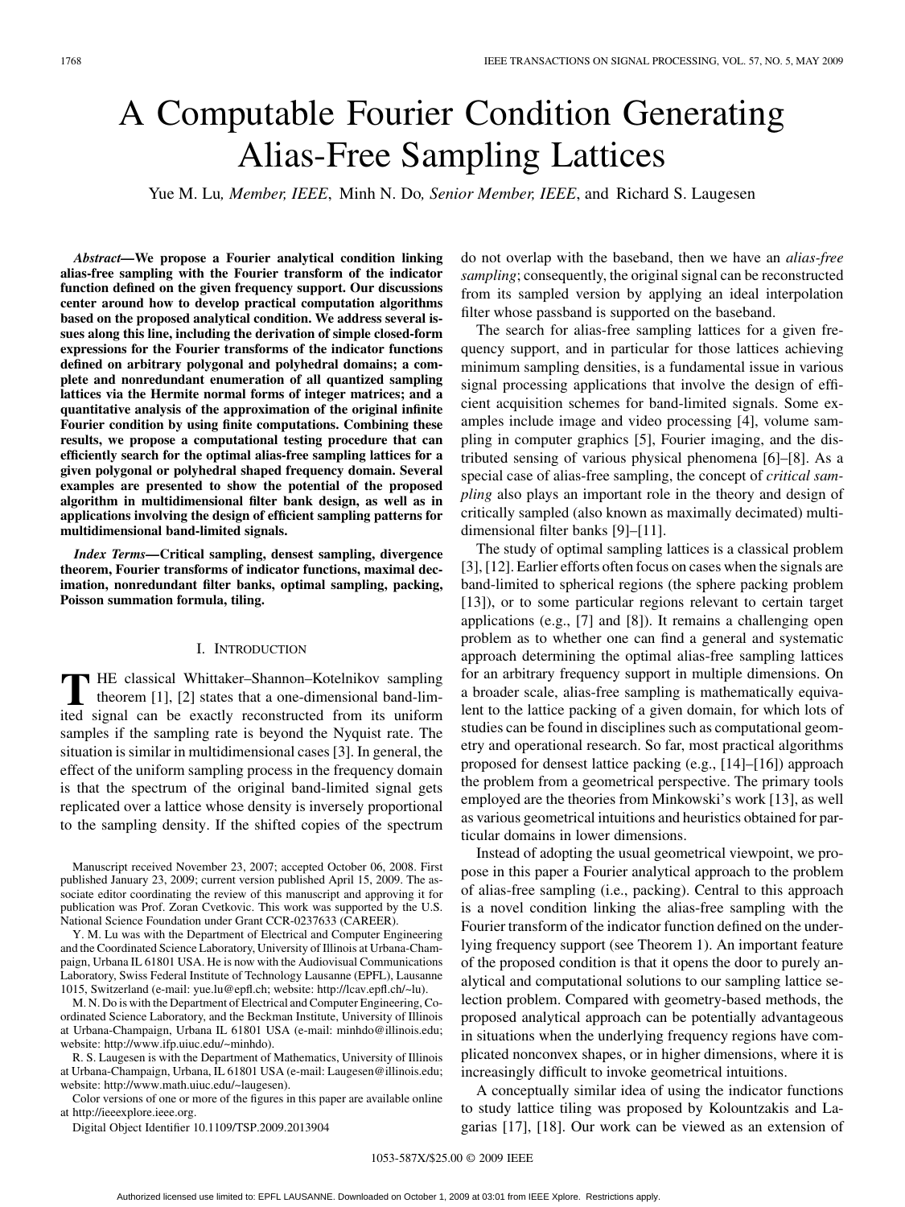# A Computable Fourier Condition Generating Alias-Free Sampling Lattices

Yue M. Lu, *Member, IEEE*, Minh N. Do, *Senior Member, IEEE*, and Richard S. Laugesen

***Abstract*—We propose a Fourier analytical condition linking alias-free sampling with the Fourier transform of the indicator function defined on the given frequency support. Our discussions center around how to develop practical computation algorithms based on the proposed analytical condition. We address several issues along this line, including the derivation of simple closed-form expressions for the Fourier transforms of the indicator functions defined on arbitrary polygonal and polyhedral domains; a complete and nonredundant enumeration of all quantized sampling lattices via the Hermite normal forms of integer matrices; and a quantitative analysis of the approximation of the original infinite Fourier condition by using finite computations. Combining these results, we propose a computational testing procedure that can efficiently search for the optimal alias-free sampling lattices for a given polygonal or polyhedral shaped frequency domain. Several examples are presented to show the potential of the proposed algorithm in multidimensional filter bank design, as well as in applications involving the design of efficient sampling patterns for multidimensional band-limited signals.**

***Index Terms*—Critical sampling, densest sampling, divergence theorem, Fourier transforms of indicator functions, maximal decimation, nonredundant filter banks, optimal sampling, packing, Poisson summation formula, tiling.**

## I. Introduction

The classical Whittaker–Shannon–Kotelnikov sampling theorem [1], [2] states that a one-dimensional band-limited signal can be exactly reconstructed from its uniform samples if the sampling rate is beyond the Nyquist rate. The situation is similar in multidimensional cases [3]. In general, the effect of the uniform sampling process in the frequency domain is that the spectrum of the original band-limited signal gets replicated over a lattice whose density is inversely proportional to the sampling density. If the shifted copies of the spectrum do not overlap with the baseband, then we have an *alias-free sampling*; consequently, the original signal can be reconstructed from its sampled version by applying an ideal interpolation filter whose passband is supported on the baseband.

The search for alias-free sampling lattices for a given frequency support, and in particular for those lattices achieving minimum sampling densities, is a fundamental issue in various signal processing applications that involve the design of efficient acquisition schemes for band-limited signals. Some examples include image and video processing [4], volume sampling in computer graphics [5], Fourier imaging, and the distributed sensing of various physical phenomena [6]–[8]. As a special case of alias-free sampling, the concept of *critical sampling* also plays an important role in the theory and design of critically sampled (also known as maximally decimated) multidimensional filter banks [9]–[11].

The study of optimal sampling lattices is a classical problem [3], [12]. Earlier efforts often focus on cases when the signals are band-limited to spherical regions (the sphere packing problem [13]), or to some particular regions relevant to certain target applications (e.g., [7] and [8]). It remains a challenging open problem as to whether one can find a general and systematic approach determining the optimal alias-free sampling lattices for an arbitrary frequency support in multiple dimensions. On a broader scale, alias-free sampling is mathematically equivalent to the lattice packing of a given domain, for which lots of studies can be found in disciplines such as computational geometry and operational research. So far, most practical algorithms proposed for densest lattice packing (e.g., [14]–[16]) approach the problem from a geometrical perspective. The primary tools employed are the theories from Minkowski's work [13], as well as various geometrical intuitions and heuristics obtained for particular domains in lower dimensions.

Instead of adopting the usual geometrical viewpoint, we propose in this paper a Fourier analytical approach to the problem of alias-free sampling (i.e., packing). Central to this approach is a novel condition linking the alias-free sampling with the Fourier transform of the indicator function defined on the underlying frequency support (see Theorem 1). An important feature of the proposed condition is that it opens the door to purely analytical and computational solutions to our sampling lattice selection problem. Compared with geometry-based methods, the proposed analytical approach can be potentially advantageous in situations when the underlying frequency regions have complicated nonconvex shapes, or in higher dimensions, where it is increasingly difficult to invoke geometrical intuitions.

A conceptually similar idea of using the indicator functions to study lattice tiling was proposed by Kolountzakis and Lagarias [17], [18]. Our work can be viewed as an extension of

---

Manuscript received November 23, 2007; accepted October 06, 2008. First published January 23, 2009; current version published April 15, 2009. The associate editor coordinating the review of this manuscript and approving it for publication was Prof. Zoran Cvetkovic. This work was supported by the U.S. National Science Foundation under Grant CCR-0237633 (CAREER).

Y. M. Lu was with the Department of Electrical and Computer Engineering and the Coordinated Science Laboratory, University of Illinois at Urbana-Champaign, Urbana IL 61801 USA. He is now with the Audiovisual Communications Laboratory, Swiss Federal Institute of Technology Lausanne (EPFL), Lausanne 1015, Switzerland (e-mail: yue.lu@epfl.ch; website: http://lcav.epfl.ch/~lu).

M. N. Do is with the Department of Electrical and Computer Engineering, Coordinated Science Laboratory, and the Beckman Institute, University of Illinois at Urbana-Champaign, Urbana IL 61801 USA (e-mail: minhdo@illinois.edu; website: http://www.ifp.uiuc.edu/~minhdo).

R. S. Laugesen is with the Department of Mathematics, University of Illinois at Urbana-Champaign, Urbana, IL 61801 USA (e-mail: Laugesen@illinois.edu; website: http://www.math.uiuc.edu/~laugesen).

Color versions of one or more of the figures in this paper are available online at http://ieeexplore.ieee.org.

Digital Object Identifier 10.1109/TSP.2009.2013904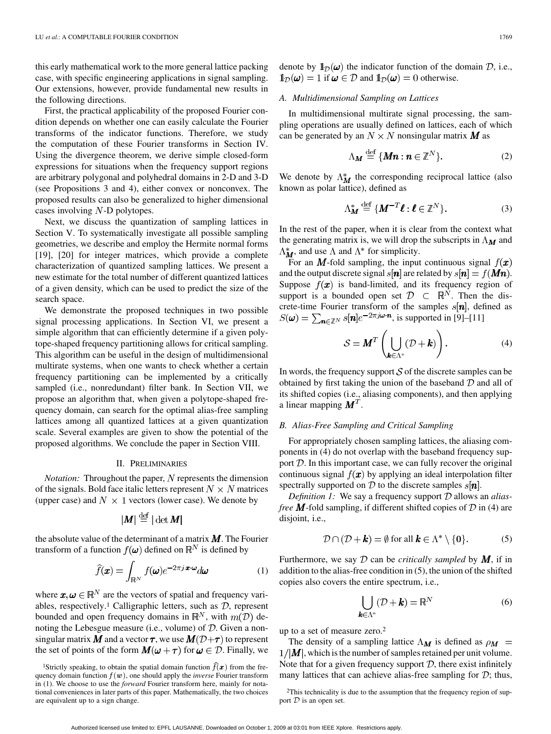this early mathematical work to the more general lattice packing case, with specific engineering applications in signal sampling. Our extensions, however, provide fundamental new results in the following directions.

First, the practical applicability of the proposed Fourier condition depends on whether one can easily calculate the Fourier transforms of the indicator functions. Therefore, we study the computation of these Fourier transforms in Section IV. Using the divergence theorem, we derive simple closed-form expressions for situations when the frequency support regions are arbitrary polygonal and polyhedral domains in 2-D and 3-D (see Propositions 3 and 4), either convex or nonconvex. The proposed results can also be generalized to higher dimensional cases involving $N$-D polytopes.

Next, we discuss the quantization of sampling lattices in Section V. To systematically investigate all possible sampling geometries, we describe and employ the Hermite normal forms [19], [20] for integer matrices, which provide a complete characterization of quantized sampling lattices. We present a new estimate for the total number of different quantized lattices of a given density, which can be used to predict the size of the search space.

We demonstrate the proposed techniques in two possible signal processing applications. In Section VI, we present a simple algorithm that can efficiently determine if a given polytope-shaped frequency partitioning allows for critical sampling. This algorithm can be useful in the design of multidimensional multirate systems, when one wants to check whether a certain frequency partitioning can be implemented by a critically sampled (i.e., nonredundant) filter bank. In Section VII, we propose an algorithm that, when given a polytope-shaped frequency domain, can search for the optimal alias-free sampling lattices among all quantized lattices at a given quantization scale. Several examples are given to show the potential of the proposed algorithms. We conclude the paper in Section VIII.

## II. Preliminaries

*Notation:* Throughout the paper, $N$ represents the dimension of the signals. Bold face italic letters represent $N \times N$ matrices (upper case) and $N \times 1$ vectors (lower case). We denote by

$$|\boldsymbol{M}| \stackrel{\text{def}}{=} |\det \boldsymbol{M}|$$

the absolute value of the determinant of a matrix $\boldsymbol{M}$. The Fourier transform of a function $f(\boldsymbol{\omega})$ defined on $\mathbb{R}^N$ is defined by

$$\widehat{f}(\boldsymbol{x}) = \int_{\mathbb{R}^N} f(\boldsymbol{\omega}) e^{-2\pi j\, \boldsymbol{x}\cdot\boldsymbol{\omega}} d\boldsymbol{\omega} \tag{1}$$

where $\boldsymbol{x}, \boldsymbol{\omega} \in \mathbb{R}^N$ are the vectors of spatial and frequency variables, respectively.[1] Calligraphic letters, such as $\mathcal{D}$, represent bounded and open frequency domains in $\mathbb{R}^N$, with $m(\mathcal{D})$ denoting the Lebesgue measure (i.e., volume) of $\mathcal{D}$. Given a nonsingular matrix $\boldsymbol{M}$ and a vector $\boldsymbol{\tau}$, we use $\boldsymbol{M}(\mathcal{D}+\boldsymbol{\tau})$ to represent the set of points of the form $\boldsymbol{M}(\boldsymbol{\omega}+\boldsymbol{\tau})$ for $\boldsymbol{\omega} \in \mathcal{D}$. Finally, we denote by $\mathbb{1}_{\mathcal{D}}(\boldsymbol{\omega})$ the indicator function of the domain $\mathcal{D}$, i.e., $\mathbb{1}_{\mathcal{D}}(\boldsymbol{\omega}) = 1$ if $\boldsymbol{\omega} \in \mathcal{D}$ and $\mathbb{1}_{\mathcal{D}}(\boldsymbol{\omega}) = 0$ otherwise.

### A. Multidimensional Sampling on Lattices

In multidimensional multirate signal processing, the sampling operations are usually defined on lattices, each of which can be generated by an $N \times N$ nonsingular matrix $\boldsymbol{M}$ as

$$\Lambda_{\boldsymbol{M}} \stackrel{\text{def}}{=} \{\boldsymbol{M}\boldsymbol{n} : \boldsymbol{n} \in \mathbb{Z}^N\}. \tag{2}$$

We denote by $\Lambda^*_{\boldsymbol{M}}$ the corresponding reciprocal lattice (also known as polar lattice), defined as

$$\Lambda^*_{\boldsymbol{M}} \stackrel{\text{def}}{=} \{\boldsymbol{M}^{-T}\boldsymbol{\ell} : \boldsymbol{\ell} \in \mathbb{Z}^N\}. \tag{3}$$

In the rest of the paper, when it is clear from the context what the generating matrix is, we will drop the subscripts in $\Lambda_{\boldsymbol{M}}$ and $\Lambda^*_{\boldsymbol{M}}$, and use $\Lambda$ and $\Lambda^*$ for simplicity.

For an $\boldsymbol{M}$-fold sampling, the input continuous signal $f(\boldsymbol{x})$ and the output discrete signal $s[\boldsymbol{n}]$ are related by $s[\boldsymbol{n}] = f(\boldsymbol{M}\boldsymbol{n})$. Suppose $f(\boldsymbol{x})$ is band-limited, and its frequency region of support is a bounded open set $\mathcal{D} \subset \mathbb{R}^N$. Then the discrete-time Fourier transform of the samples $s[\boldsymbol{n}]$, defined as $S(\boldsymbol{\omega}) = \sum_{\boldsymbol{n}\in\mathbb{Z}^N} s[\boldsymbol{n}] e^{-2\pi j \boldsymbol{\omega}\cdot\boldsymbol{n}}$, is supported in [9]–[11]

$$\mathcal{S} = \boldsymbol{M}^T \left( \bigcup_{\boldsymbol{k}\in\Lambda^*} (\mathcal{D} + \boldsymbol{k}) \right). \tag{4}$$

In words, the frequency support $\mathcal{S}$ of the discrete samples can be obtained by first taking the union of the baseband $\mathcal{D}$ and all of its shifted copies (i.e., aliasing components), and then applying a linear mapping $\boldsymbol{M}^T$.

### B. Alias-Free Sampling and Critical Sampling

For appropriately chosen sampling lattices, the aliasing components in (4) do not overlap with the baseband frequency support $\mathcal{D}$. In this important case, we can fully recover the original continuous signal $f(\boldsymbol{x})$ by applying an ideal interpolation filter spectrally supported on $\mathcal{D}$ to the discrete samples $s[\boldsymbol{n}]$.

*Definition 1:* We say a frequency support $\mathcal{D}$ allows an *alias-free* $\boldsymbol{M}$*-fold sampling*, if different shifted copies of $\mathcal{D}$ in (4) are disjoint, i.e.,

$$\mathcal{D} \cap (\mathcal{D} + \boldsymbol{k}) = \emptyset \text{ for all } \boldsymbol{k} \in \Lambda^* \setminus \{\boldsymbol{0}\}. \tag{5}$$

Furthermore, we say $\mathcal{D}$ can be *critically sampled* by $\boldsymbol{M}$, if in addition to the alias-free condition in (5), the union of the shifted copies also covers the entire spectrum, i.e.,

$$\bigcup_{\boldsymbol{k}\in\Lambda^*} (\mathcal{D} + \boldsymbol{k}) = \mathbb{R}^N \tag{6}$$

up to a set of measure zero.[2]

The density of a sampling lattice $\Lambda_{\boldsymbol{M}}$ is defined as $\rho_{\boldsymbol{M}} = 1/|\boldsymbol{M}|$, which is the number of samples retained per unit volume. Note that for a given frequency support $\mathcal{D}$, there exist infinitely many lattices that can achieve alias-free sampling for $\mathcal{D}$; thus,

[1] Strictly speaking, to obtain the spatial domain function $\widehat{f}(\boldsymbol{x})$ from the frequency domain function $f(\boldsymbol{w})$, one should apply the *inverse* Fourier transform in (1). We choose to use the *forward* Fourier transform here, mainly for notational conveniences in later parts of this paper. Mathematically, the two choices are equivalent up to a sign change.

[2] This technicality is due to the assumption that the frequency region of support $\mathcal{D}$ is an open set.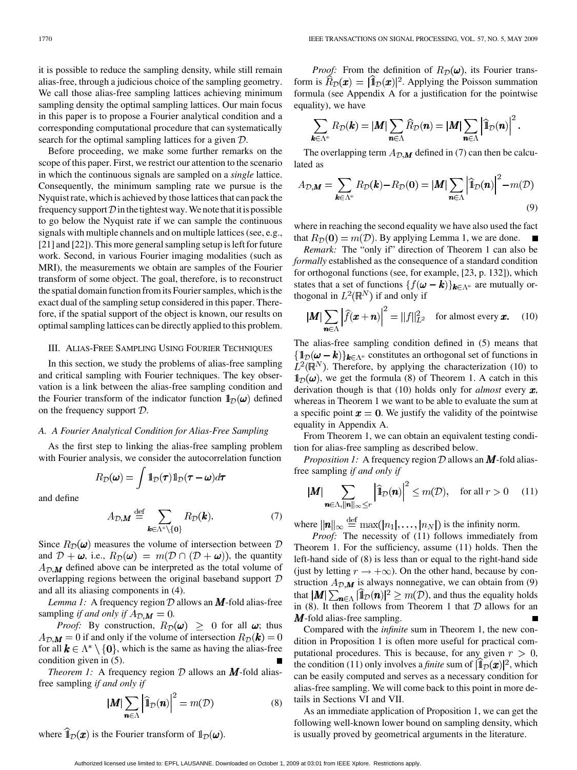it is possible to reduce the sampling density, while still remain alias-free, through a judicious choice of the sampling geometry. We call those alias-free sampling lattices achieving minimum sampling density the optimal sampling lattices. Our main focus in this paper is to propose a Fourier analytical condition and a corresponding computational procedure that can systematically search for the optimal sampling lattices for a given $\mathcal{D}$.

Before proceeding, we make some further remarks on the scope of this paper. First, we restrict our attention to the scenario in which the continuous signals are sampled on a *single* lattice. Consequently, the minimum sampling rate we pursue is the Nyquist rate, which is achieved by those lattices that can pack the frequency support $\mathcal{D}$ in the tightest way. We note that it is possible to go below the Nyquist rate if we can sample the continuous signals with multiple channels and on multiple lattices (see, e.g., [21] and [22]). This more general sampling setup is left for future work. Second, in various Fourier imaging modalities (such as MRI), the measurements we obtain are samples of the Fourier transform of some object. The goal, therefore, is to reconstruct the spatial domain function from its Fourier samples, which is the exact dual of the sampling setup considered in this paper. Therefore, if the spatial support of the object is known, our results on optimal sampling lattices can be directly applied to this problem.

## III. Alias-Free Sampling Using Fourier Techniques

In this section, we study the problems of alias-free sampling and critical sampling with Fourier techniques. The key observation is a link between the alias-free sampling condition and the Fourier transform of the indicator function $\mathbb{1}_{\mathcal{D}}(\boldsymbol{\omega})$ defined on the frequency support $\mathcal{D}$.

### A. A Fourier Analytical Condition for Alias-Free Sampling

As the first step to linking the alias-free sampling problem with Fourier analysis, we consider the autocorrelation function

$$R_{\mathcal{D}}(\boldsymbol{\omega}) = \int \mathbb{1}_{\mathcal{D}}(\boldsymbol{\tau})\mathbb{1}_{\mathcal{D}}(\boldsymbol{\tau} - \boldsymbol{\omega})d\boldsymbol{\tau}$$

and define

$$A_{\mathcal{D},\boldsymbol{M}} \stackrel{\text{def}}{=} \sum_{\boldsymbol{k} \in \Lambda^* \setminus \{\boldsymbol{0}\}} R_{\mathcal{D}}(\boldsymbol{k}). \tag{7}$$

Since $R_{\mathcal{D}}(\boldsymbol{\omega})$ measures the volume of intersection between $\mathcal{D}$ and $\mathcal{D} + \boldsymbol{\omega}$, i.e., $R_{\mathcal{D}}(\boldsymbol{\omega}) = m(\mathcal{D} \cap (\mathcal{D} + \boldsymbol{\omega}))$, the quantity $A_{\mathcal{D},\boldsymbol{M}}$ defined above can be interpreted as the total volume of overlapping regions between the original baseband support $\mathcal{D}$ and all its aliasing components in (4).

*Lemma 1:* A frequency region $\mathcal{D}$ allows an $\boldsymbol{M}$-fold alias-free sampling *if and only if* $A_{\mathcal{D},\boldsymbol{M}} = 0$.

*Proof:* By construction, $R_{\mathcal{D}}(\boldsymbol{\omega}) \geq 0$ for all $\boldsymbol{\omega}$; thus $A_{\mathcal{D},\boldsymbol{M}} = 0$ if and only if the volume of intersection $R_{\mathcal{D}}(\boldsymbol{k}) = 0$ for all $\boldsymbol{k} \in \Lambda^* \setminus \{\boldsymbol{0}\}$, which is the same as having the alias-free condition given in (5). ∎

*Theorem 1:* A frequency region $\mathcal{D}$ allows an $\boldsymbol{M}$-fold alias-free sampling *if and only if*

$$|\boldsymbol{M}| \sum_{\boldsymbol{n} \in \Lambda} \left|\widehat{\mathbb{1}}_{\mathcal{D}}(\boldsymbol{n})\right|^2 = m(\mathcal{D}) \tag{8}$$

where $\widehat{\mathbb{1}}_{\mathcal{D}}(\boldsymbol{x})$ is the Fourier transform of $\mathbb{1}_{\mathcal{D}}(\boldsymbol{\omega})$.

*Proof:* From the definition of $R_{\mathcal{D}}(\boldsymbol{\omega})$, its Fourier transform is $\widehat{R}_{\mathcal{D}}(\boldsymbol{x}) = |\widehat{\mathbb{1}}_{\mathcal{D}}(\boldsymbol{x})|^2$. Applying the Poisson summation formula (see Appendix A for a justification for the pointwise equality), we have

$$\sum_{\boldsymbol{k} \in \Lambda^*} R_{\mathcal{D}}(\boldsymbol{k}) = |\boldsymbol{M}| \sum_{\boldsymbol{n} \in \Lambda} \widehat{R}_{\mathcal{D}}(\boldsymbol{n}) = |\boldsymbol{M}| \sum_{\boldsymbol{n} \in \Lambda} \left|\widehat{\mathbb{1}}_{\mathcal{D}}(\boldsymbol{n})\right|^2.$$

The overlapping term $A_{\mathcal{D},\boldsymbol{M}}$ defined in (7) can then be calculated as

$$A_{\mathcal{D},\boldsymbol{M}} = \sum_{\boldsymbol{k} \in \Lambda^*} R_{\mathcal{D}}(\boldsymbol{k}) - R_{\mathcal{D}}(\boldsymbol{0}) = |\boldsymbol{M}| \sum_{\boldsymbol{n} \in \Lambda} \left|\widehat{\mathbb{1}}_{\mathcal{D}}(\boldsymbol{n})\right|^2 - m(\mathcal{D}) \tag{9}$$

where in reaching the second equality we have also used the fact that $R_{\mathcal{D}}(\boldsymbol{0}) = m(\mathcal{D})$. By applying Lemma 1, we are done. ∎

*Remark:* The "only if" direction of Theorem 1 can also be *formally* established as the consequence of a standard condition for orthogonal functions (see, for example, [23, p. 132]), which states that a set of functions $\{f(\boldsymbol{\omega} - \boldsymbol{k})\}_{\boldsymbol{k} \in \Lambda^*}$ are mutually orthogonal in $L^2(\mathbb{R}^N)$ if and only if

$$|\boldsymbol{M}| \sum_{\boldsymbol{n} \in \Lambda} \left|\widehat{f}(\boldsymbol{x} + \boldsymbol{n})\right|^2 = \|f\|_{L^2}^2 \quad \text{for almost every } \boldsymbol{x}. \tag{10}$$

The alias-free sampling condition defined in (5) means that $\{\mathbb{1}_{\mathcal{D}}(\boldsymbol{\omega} - \boldsymbol{k})\}_{\boldsymbol{k} \in \Lambda^*}$ constitutes an orthogonal set of functions in $L^2(\mathbb{R}^N)$. Therefore, by applying the characterization (10) to $\mathbb{1}_{\mathcal{D}}(\boldsymbol{\omega})$, we get the formula (8) of Theorem 1. A catch in this derivation though is that (10) holds only for *almost* every $\boldsymbol{x}$, whereas in Theorem 1 we want to be able to evaluate the sum at a specific point $\boldsymbol{x} = \boldsymbol{0}$. We justify the validity of the pointwise equality in Appendix A.

From Theorem 1, we can obtain an equivalent testing condition for alias-free sampling as described below.

*Proposition 1:* A frequency region $\mathcal{D}$ allows an $\boldsymbol{M}$-fold alias-free sampling *if and only if*

$$|\boldsymbol{M}| \sum_{\boldsymbol{n} \in \Lambda, \|\boldsymbol{n}\|_\infty \leq r} \left|\widehat{\mathbb{1}}_{\mathcal{D}}(\boldsymbol{n})\right|^2 \leq m(\mathcal{D}), \quad \text{for all } r > 0 \tag{11}$$

where $\|\boldsymbol{n}\|_\infty \stackrel{\text{def}}{=} \max(|n_1|, \ldots, |n_N|)$ is the infinity norm.

*Proof:* The necessity of (11) follows immediately from Theorem 1. For the sufficiency, assume (11) holds. Then the left-hand side of (8) is less than or equal to the right-hand side (just by letting $r \to +\infty$). On the other hand, because by construction $A_{\mathcal{D},\boldsymbol{M}}$ is always nonnegative, we can obtain from (9) that $|\boldsymbol{M}| \sum_{\boldsymbol{n} \in \Lambda} |\widehat{\mathbb{1}}_{\mathcal{D}}(\boldsymbol{n})|^2 \geq m(\mathcal{D})$, and thus the equality holds in (8). It then follows from Theorem 1 that $\mathcal{D}$ allows for an $\boldsymbol{M}$-fold alias-free sampling. ∎

Compared with the *infinite* sum in Theorem 1, the new condition in Proposition 1 is often more useful for practical computational procedures. This is because, for any given $r > 0$, the condition (11) only involves a *finite* sum of $|\widehat{\mathbb{1}}_{\mathcal{D}}(\boldsymbol{x})|^2$, which can be easily computed and serves as a necessary condition for alias-free sampling. We will come back to this point in more details in Sections VI and VII.

As an immediate application of Proposition 1, we can get the following well-known lower bound on sampling density, which is usually proved by geometrical arguments in the literature.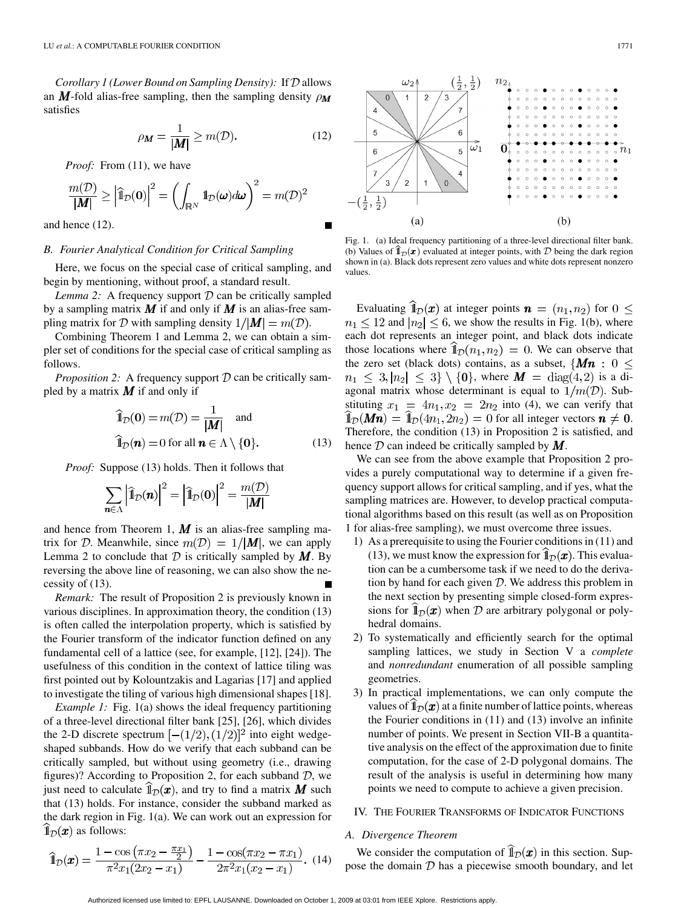*Corollary 1 (Lower Bound on Sampling Density):* If $\mathcal{D}$ allows an $\boldsymbol{M}$-fold alias-free sampling, then the sampling density $\rho_{\boldsymbol{M}}$ satisfies

$$\rho_{\boldsymbol{M}} = \frac{1}{|\boldsymbol{M}|} \geq m(\mathcal{D}). \tag{12}$$

*Proof:* From (11), we have

$$\frac{m(\mathcal{D})}{|\boldsymbol{M}|} \geq \left|\widehat{\mathbb{1}}_{\mathcal{D}}(\mathbf{0})\right|^2 = \left(\int_{\mathbb{R}^N} \mathbb{1}_{\mathcal{D}}(\boldsymbol{\omega}) d\boldsymbol{\omega}\right)^2 = m(\mathcal{D})^2$$

and hence (12). ∎

### B. Fourier Analytical Condition for Critical Sampling

Here, we focus on the special case of critical sampling, and begin by mentioning, without proof, a standard result.

*Lemma 2:* A frequency support $\mathcal{D}$ can be critically sampled by a sampling matrix $\boldsymbol{M}$ if and only if $\boldsymbol{M}$ is an alias-free sampling matrix for $\mathcal{D}$ with sampling density $1/|\boldsymbol{M}| = m(\mathcal{D})$.

Combining Theorem 1 and Lemma 2, we can obtain a simpler set of conditions for the special case of critical sampling as follows.

*Proposition 2:* A frequency support $\mathcal{D}$ can be critically sampled by a matrix $\boldsymbol{M}$ if and only if

$$\widehat{\mathbb{1}}_{\mathcal{D}}(\mathbf{0}) = m(\mathcal{D}) = \frac{1}{|\boldsymbol{M}|} \quad \text{and}$$
$$\widehat{\mathbb{1}}_{\mathcal{D}}(\boldsymbol{n}) = 0 \text{ for all } \boldsymbol{n} \in \Lambda \setminus \{\mathbf{0}\}. \tag{13}$$

*Proof:* Suppose (13) holds. Then it follows that

$$\sum_{\boldsymbol{n}\in\Lambda} \left|\widehat{\mathbb{1}}_{\mathcal{D}}(\boldsymbol{n})\right|^2 = \left|\widehat{\mathbb{1}}_{\mathcal{D}}(\mathbf{0})\right|^2 = \frac{m(\mathcal{D})}{|\boldsymbol{M}|}$$

and hence from Theorem 1, $\boldsymbol{M}$ is an alias-free sampling matrix for $\mathcal{D}$. Meanwhile, since $m(\mathcal{D}) = 1/|\boldsymbol{M}|$, we can apply Lemma 2 to conclude that $\mathcal{D}$ is critically sampled by $\boldsymbol{M}$. By reversing the above line of reasoning, we can also show the necessity of (13). ∎

*Remark:* The result of Proposition 2 is previously known in various disciplines. In approximation theory, the condition (13) is often called the interpolation property, which is satisfied by the Fourier transform of the indicator function defined on any fundamental cell of a lattice (see, for example, [12], [24]). The usefulness of this condition in the context of lattice tiling was first pointed out by Kolountzakis and Lagarias [17] and applied to investigate the tiling of various high dimensional shapes [18].

*Example 1:* Fig. 1(a) shows the ideal frequency partitioning of a three-level directional filter bank [25], [26], which divides the 2-D discrete spectrum $[-(1/2), (1/2)]^2$ into eight wedge-shaped subbands. How do we verify that each subband can be critically sampled, but without using geometry (i.e., drawing figures)? According to Proposition 2, for each subband $\mathcal{D}$, we just need to calculate $\widehat{\mathbb{1}}_{\mathcal{D}}(\boldsymbol{x})$, and try to find a matrix $\boldsymbol{M}$ such that (13) holds. For instance, consider the subband marked as the dark region in Fig. 1(a). We can work out an expression for $\widehat{\mathbb{1}}_{\mathcal{D}}(\boldsymbol{x})$ as follows:

$$\widehat{\mathbb{1}}_{\mathcal{D}}(\boldsymbol{x}) = \frac{1 - \cos\left(\pi x_2 - \frac{\pi x_1}{2}\right)}{\pi^2 x_1 (2x_2 - x_1)} - \frac{1 - \cos(\pi x_2 - \pi x_1)}{2\pi^2 x_1 (x_2 - x_1)}. \tag{14}$$

Fig. 1. (a) Ideal frequency partitioning of a three-level directional filter bank. (b) Values of $\widehat{\mathbb{1}}_{\mathcal{D}}(\boldsymbol{x})$ evaluated at integer points, with $\mathcal{D}$ being the dark region shown in (a). Black dots represent zero values and white dots represent nonzero values.

Evaluating $\widehat{\mathbb{1}}_{\mathcal{D}}(\boldsymbol{x})$ at integer points $\boldsymbol{n} = (n_1, n_2)$ for $0 \leq n_1 \leq 12$ and $|n_2| \leq 6$, we show the results in Fig. 1(b), where each dot represents an integer point, and black dots indicate those locations where $\widehat{\mathbb{1}}_{\mathcal{D}}(n_1, n_2) = 0$. We can observe that the zero set (black dots) contains, as a subset, $\{\boldsymbol{M}\boldsymbol{n} : 0 \leq n_1 \leq 3, |n_2| \leq 3\} \setminus \{\mathbf{0}\}$, where $\boldsymbol{M} = \text{diag}(4, 2)$ is a diagonal matrix whose determinant is equal to $1/m(\mathcal{D})$. Substituting $x_1 = 4n_1, x_2 = 2n_2$ into (4), we can verify that $\widehat{\mathbb{1}}_{\mathcal{D}}(\boldsymbol{M}\boldsymbol{n}) = \widehat{\mathbb{1}}_{\mathcal{D}}(4n_1, 2n_2) = 0$ for all integer vectors $\boldsymbol{n} \neq \mathbf{0}$. Therefore, the condition (13) in Proposition 2 is satisfied, and hence $\mathcal{D}$ can indeed be critically sampled by $\boldsymbol{M}$.

We can see from the above example that Proposition 2 provides a purely computational way to determine if a given frequency support allows for critical sampling, and if yes, what the sampling matrices are. However, to develop practical computational algorithms based on this result (as well as on Proposition 1 for alias-free sampling), we must overcome three issues.

1) As a prerequisite to using the Fourier conditions in (11) and (13), we must know the expression for $\widehat{\mathbb{1}}_{\mathcal{D}}(\boldsymbol{x})$. This evaluation can be a cumbersome task if we need to do the derivation by hand for each given $\mathcal{D}$. We address this problem in the next section by presenting simple closed-form expressions for $\widehat{\mathbb{1}}_{\mathcal{D}}(\boldsymbol{x})$ when $\mathcal{D}$ are arbitrary polygonal or polyhedral domains.
2) To systematically and efficiently search for the optimal sampling lattices, we study in Section V a *complete* and *nonredundant* enumeration of all possible sampling geometries.
3) In practical implementations, we can only compute the values of $\widehat{\mathbb{1}}_{\mathcal{D}}(\boldsymbol{x})$ at a finite number of lattice points, whereas the Fourier conditions in (11) and (13) involve an infinite number of points. We present in Section VII-B a quantitative analysis on the effect of the approximation due to finite computation, for the case of 2-D polygonal domains. The result of the analysis is useful in determining how many points we need to compute to achieve a given precision.

## IV. The Fourier Transforms of Indicator Functions

### A. Divergence Theorem

We consider the computation of $\widehat{\mathbb{1}}_{\mathcal{D}}(\boldsymbol{x})$ in this section. Suppose the domain $\mathcal{D}$ has a piecewise smooth boundary, and let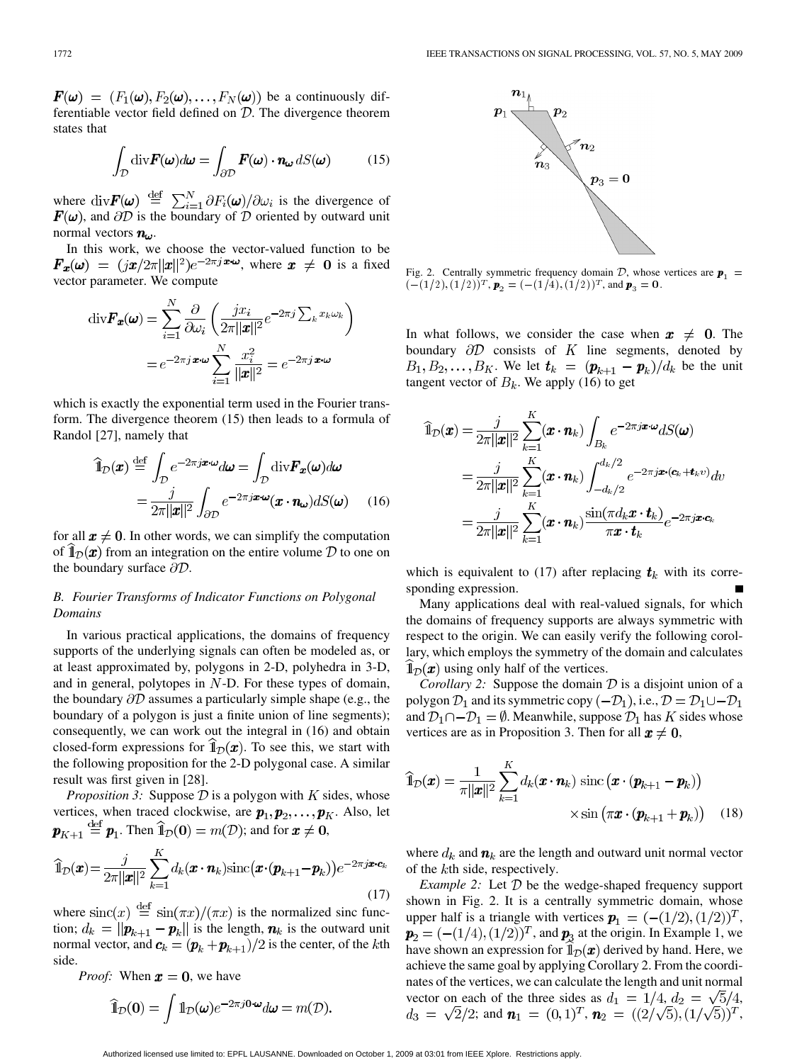$\boldsymbol{F}(\boldsymbol{\omega}) = (F_1(\boldsymbol{\omega}), F_2(\boldsymbol{\omega}), \ldots, F_N(\boldsymbol{\omega}))$ be a continuously differentiable vector field defined on $\mathcal{D}$. The divergence theorem states that

$$\int_{\mathcal{D}} \operatorname{div}\boldsymbol{F}(\boldsymbol{\omega}) d\boldsymbol{\omega} = \int_{\partial\mathcal{D}} \boldsymbol{F}(\boldsymbol{\omega}) \cdot \boldsymbol{n}_{\boldsymbol{\omega}} \, dS(\boldsymbol{\omega}) \tag{15}$$

where $\operatorname{div}\boldsymbol{F}(\boldsymbol{\omega}) \stackrel{\text{def}}{=} \sum_{i=1}^{N} \partial F_i(\boldsymbol{\omega})/\partial \omega_i$ is the divergence of $\boldsymbol{F}(\boldsymbol{\omega})$, and $\partial\mathcal{D}$ is the boundary of $\mathcal{D}$ oriented by outward unit normal vectors $\boldsymbol{n}_{\boldsymbol{\omega}}$.

In this work, we choose the vector-valued function to be $\boldsymbol{F}_{\boldsymbol{x}}(\boldsymbol{\omega}) = (j\boldsymbol{x}/2\pi\|\boldsymbol{x}\|^2)e^{-2\pi j \boldsymbol{x}\cdot\boldsymbol{\omega}}$, where $\boldsymbol{x} \neq \boldsymbol{0}$ is a fixed vector parameter. We compute

$$\begin{aligned}
\operatorname{div}\boldsymbol{F}_{\boldsymbol{x}}(\boldsymbol{\omega}) &= \sum_{i=1}^{N} \frac{\partial}{\partial \omega_i}\left(\frac{j x_i}{2\pi\|\boldsymbol{x}\|^2} e^{-2\pi j \sum_k x_k \omega_k}\right) \\
&= e^{-2\pi j \boldsymbol{x}\cdot\boldsymbol{\omega}} \sum_{i=1}^{N} \frac{x_i^2}{\|\boldsymbol{x}\|^2} = e^{-2\pi j \boldsymbol{x}\cdot\boldsymbol{\omega}}
\end{aligned}$$

which is exactly the exponential term used in the Fourier transform. The divergence theorem (15) then leads to a formula of Randol [27], namely that

$$\begin{aligned}
\widehat{\mathbb{1}}_{\mathcal{D}}(\boldsymbol{x}) &\stackrel{\text{def}}{=} \int_{\mathcal{D}} e^{-2\pi j \boldsymbol{x}\cdot\boldsymbol{\omega}} d\boldsymbol{\omega} = \int_{\mathcal{D}} \operatorname{div}\boldsymbol{F}_{\boldsymbol{x}}(\boldsymbol{\omega}) d\boldsymbol{\omega} \\
&= \frac{j}{2\pi\|\boldsymbol{x}\|^2} \int_{\partial\mathcal{D}} e^{-2\pi j \boldsymbol{x}\cdot\boldsymbol{\omega}} (\boldsymbol{x}\cdot\boldsymbol{n}_{\boldsymbol{\omega}}) dS(\boldsymbol{\omega})
\end{aligned} \tag{16}$$

for all $\boldsymbol{x} \neq \boldsymbol{0}$. In other words, we can simplify the computation of $\widehat{\mathbb{1}}_{\mathcal{D}}(\boldsymbol{x})$ from an integration on the entire volume $\mathcal{D}$ to one on the boundary surface $\partial\mathcal{D}$.

### B. Fourier Transforms of Indicator Functions on Polygonal Domains

In various practical applications, the domains of frequency supports of the underlying signals can often be modeled as, or at least approximated by, polygons in 2-D, polyhedra in 3-D, and in general, polytopes in $N$-D. For these types of domain, the boundary $\partial\mathcal{D}$ assumes a particularly simple shape (e.g., the boundary of a polygon is just a finite union of line segments); consequently, we can work out the integral in (16) and obtain closed-form expressions for $\widehat{\mathbb{1}}_{\mathcal{D}}(\boldsymbol{x})$. To see this, we start with the following proposition for the 2-D polygonal case. A similar result was first given in [28].

*Proposition 3:* Suppose $\mathcal{D}$ is a polygon with $K$ sides, whose vertices, when traced clockwise, are $\boldsymbol{p}_1, \boldsymbol{p}_2, \ldots, \boldsymbol{p}_K$. Also, let $\boldsymbol{p}_{K+1} \stackrel{\text{def}}{=} \boldsymbol{p}_1$. Then $\widehat{\mathbb{1}}_{\mathcal{D}}(\boldsymbol{0}) = m(\mathcal{D})$; and for $\boldsymbol{x} \neq \boldsymbol{0}$,

$$\widehat{\mathbb{1}}_{\mathcal{D}}(\boldsymbol{x}) = \frac{j}{2\pi\|\boldsymbol{x}\|^2} \sum_{k=1}^{K} d_k (\boldsymbol{x}\cdot\boldsymbol{n}_k) \operatorname{sinc}\big(\boldsymbol{x}\cdot(\boldsymbol{p}_{k+1} - \boldsymbol{p}_k)\big) e^{-2\pi j \boldsymbol{x}\cdot\boldsymbol{c}_k} \tag{17}$$

where $\operatorname{sinc}(x) \stackrel{\text{def}}{=} \sin(\pi x)/(\pi x)$ is the normalized sinc function; $d_k = \|\boldsymbol{p}_{k+1} - \boldsymbol{p}_k\|$ is the length, $\boldsymbol{n}_k$ is the outward unit normal vector, and $\boldsymbol{c}_k = (\boldsymbol{p}_k + \boldsymbol{p}_{k+1})/2$ is the center, of the $k$th side.

*Proof:* When $\boldsymbol{x} = \boldsymbol{0}$, we have

$$\widehat{\mathbb{1}}_{\mathcal{D}}(\boldsymbol{0}) = \int \mathbb{1}_{\mathcal{D}}(\boldsymbol{\omega}) e^{-2\pi j \boldsymbol{0}\cdot\boldsymbol{\omega}} d\boldsymbol{\omega} = m(\mathcal{D}).$$

Fig. 2. Centrally symmetric frequency domain $\mathcal{D}$, whose vertices are $\boldsymbol{p}_1 = (-(1/2), (1/2))^T$, $\boldsymbol{p}_2 = (-(1/4), (1/2))^T$, and $\boldsymbol{p}_3 = \boldsymbol{0}$.

In what follows, we consider the case when $\boldsymbol{x} \neq \boldsymbol{0}$. The boundary $\partial\mathcal{D}$ consists of $K$ line segments, denoted by $B_1, B_2, \ldots, B_K$. We let $\boldsymbol{t}_k = (\boldsymbol{p}_{k+1} - \boldsymbol{p}_k)/d_k$ be the unit tangent vector of $B_k$. We apply (16) to get

$$\begin{aligned}
\widehat{\mathbb{1}}_{\mathcal{D}}(\boldsymbol{x}) &= \frac{j}{2\pi\|\boldsymbol{x}\|^2} \sum_{k=1}^{K} (\boldsymbol{x}\cdot\boldsymbol{n}_k) \int_{B_k} e^{-2\pi j \boldsymbol{x}\cdot\boldsymbol{\omega}} dS(\boldsymbol{\omega}) \\
&= \frac{j}{2\pi\|\boldsymbol{x}\|^2} \sum_{k=1}^{K} (\boldsymbol{x}\cdot\boldsymbol{n}_k) \int_{-d_k/2}^{d_k/2} e^{-2\pi j \boldsymbol{x}\cdot(\boldsymbol{c}_k + \boldsymbol{t}_k v)} dv \\
&= \frac{j}{2\pi\|\boldsymbol{x}\|^2} \sum_{k=1}^{K} (\boldsymbol{x}\cdot\boldsymbol{n}_k) \frac{\sin(\pi d_k \boldsymbol{x}\cdot\boldsymbol{t}_k)}{\pi \boldsymbol{x}\cdot\boldsymbol{t}_k} e^{-2\pi j \boldsymbol{x}\cdot\boldsymbol{c}_k}
\end{aligned}$$

which is equivalent to (17) after replacing $\boldsymbol{t}_k$ with its corresponding expression. ■

Many applications deal with real-valued signals, for which the domains of frequency supports are always symmetric with respect to the origin. We can easily verify the following corollary, which employs the symmetry of the domain and calculates $\widehat{\mathbb{1}}_{\mathcal{D}}(\boldsymbol{x})$ using only half of the vertices.

*Corollary 2:* Suppose the domain $\mathcal{D}$ is a disjoint union of a polygon $\mathcal{D}_1$ and its symmetric copy $(-\mathcal{D}_1)$, i.e., $\mathcal{D} = \mathcal{D}_1 \cup -\mathcal{D}_1$ and $\mathcal{D}_1 \cap -\mathcal{D}_1 = \emptyset$. Meanwhile, suppose $\mathcal{D}_1$ has $K$ sides whose vertices are as in Proposition 3. Then for all $\boldsymbol{x} \neq \boldsymbol{0}$,

$$\widehat{\mathbb{1}}_{\mathcal{D}}(\boldsymbol{x}) = \frac{1}{\pi\|\boldsymbol{x}\|^2} \sum_{k=1}^{K} d_k (\boldsymbol{x}\cdot\boldsymbol{n}_k) \operatorname{sinc}\big(\boldsymbol{x}\cdot(\boldsymbol{p}_{k+1} - \boldsymbol{p}_k)\big) \times \sin\big(\pi\boldsymbol{x}\cdot(\boldsymbol{p}_{k+1} + \boldsymbol{p}_k)\big) \tag{18}$$

where $d_k$ and $\boldsymbol{n}_k$ are the length and outward unit normal vector of the $k$th side, respectively.

*Example 2:* Let $\mathcal{D}$ be the wedge-shaped frequency support shown in Fig. 2. It is a centrally symmetric domain, whose upper half is a triangle with vertices $\boldsymbol{p}_1 = (-(1/2), (1/2))^T$, $\boldsymbol{p}_2 = (-(1/4), (1/2))^T$, and $\boldsymbol{p}_3$ at the origin. In Example 1, we have shown an expression for $\widehat{\mathbb{1}}_{\mathcal{D}}(\boldsymbol{x})$ derived by hand. Here, we achieve the same goal by applying Corollary 2. From the coordinates of the vertices, we can calculate the length and unit normal vector on each of the three sides as $d_1 = 1/4$, $d_2 = \sqrt{5}/4$, $d_3 = \sqrt{2}/2$; and $\boldsymbol{n}_1 = (0, 1)^T$, $\boldsymbol{n}_2 = ((2/\sqrt{5}), (1/\sqrt{5}))^T$,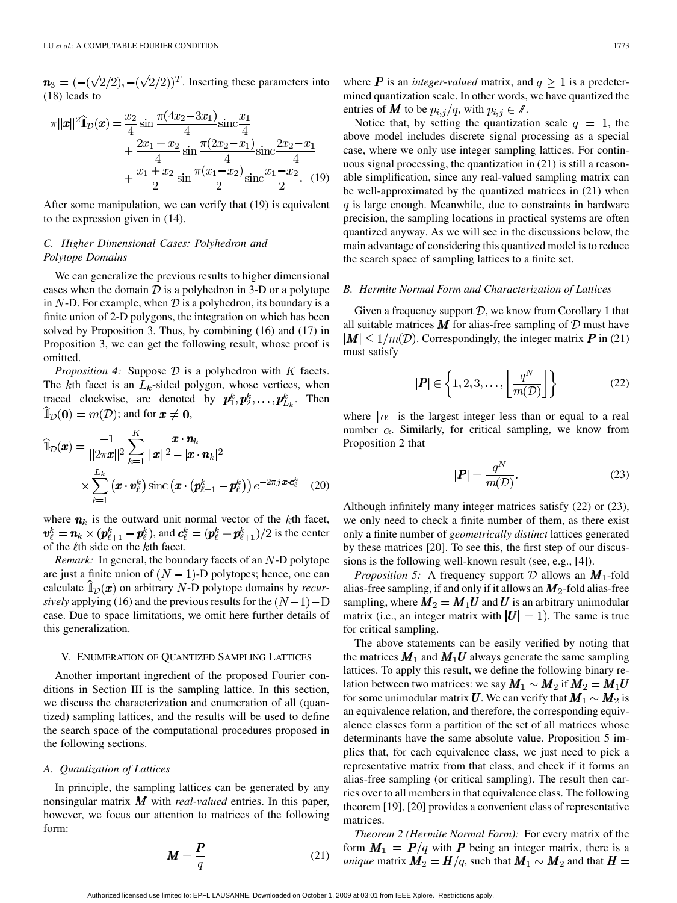$\boldsymbol{n}_3 = (-(\sqrt{2}/2), -(\sqrt{2}/2))^T$. Inserting these parameters into (18) leads to

$$\pi\|\boldsymbol{x}\|^2\widehat{\mathbb{1}}_{\mathcal{D}}(\boldsymbol{x}) = \frac{x_2}{4}\sin\frac{\pi(4x_2-3x_1)}{4}\operatorname{sinc}\frac{x_1}{4} + \frac{2x_1+x_2}{4}\sin\frac{\pi(2x_2-x_1)}{4}\operatorname{sinc}\frac{2x_2-x_1}{4} + \frac{x_1+x_2}{2}\sin\frac{\pi(x_1-x_2)}{2}\operatorname{sinc}\frac{x_1-x_2}{2}. \quad (19)$$

After some manipulation, we can verify that (19) is equivalent to the expression given in (14).

### C. Higher Dimensional Cases: Polyhedron and Polytope Domains

We can generalize the previous results to higher dimensional cases when the domain $\mathcal{D}$ is a polyhedron in 3-D or a polytope in $N$-D. For example, when $\mathcal{D}$ is a polyhedron, its boundary is a finite union of 2-D polygons, the integration on which has been solved by Proposition 3. Thus, by combining (16) and (17) in Proposition 3, we can get the following result, whose proof is omitted.

*Proposition 4:* Suppose $\mathcal{D}$ is a polyhedron with $K$ facets. The $k$th facet is an $L_k$-sided polygon, whose vertices, when traced clockwise, are denoted by $\boldsymbol{p}_1^k, \boldsymbol{p}_2^k, \ldots, \boldsymbol{p}_{L_k}^k$. Then $\widehat{\mathbb{1}}_{\mathcal{D}}(\boldsymbol{0}) = m(\mathcal{D})$; and for $\boldsymbol{x} \neq \boldsymbol{0}$,

$$\widehat{\mathbb{1}}_{\mathcal{D}}(\boldsymbol{x}) = \frac{-1}{\|2\pi\boldsymbol{x}\|^2}\sum_{k=1}^{K}\frac{\boldsymbol{x}\cdot\boldsymbol{n}_k}{\|\boldsymbol{x}\|^2 - |\boldsymbol{x}\cdot\boldsymbol{n}_k|^2} \times \sum_{\ell=1}^{L_k}\left(\boldsymbol{x}\cdot\boldsymbol{v}_\ell^k\right)\operatorname{sinc}\left(\boldsymbol{x}\cdot\left(\boldsymbol{p}_{\ell+1}^k - \boldsymbol{p}_\ell^k\right)\right)e^{-2\pi j\,\boldsymbol{x}\cdot\boldsymbol{c}_\ell^k} \quad (20)$$

where $\boldsymbol{n}_k$ is the outward unit normal vector of the $k$th facet, $\boldsymbol{v}_\ell^k = \boldsymbol{n}_k \times (\boldsymbol{p}_{\ell+1}^k - \boldsymbol{p}_\ell^k)$, and $\boldsymbol{c}_\ell^k = (\boldsymbol{p}_\ell^k + \boldsymbol{p}_{\ell+1}^k)/2$ is the center of the $\ell$th side on the $k$th facet.

*Remark:* In general, the boundary facets of an $N$-D polytope are just a finite union of $(N-1)$-D polytopes; hence, one can calculate $\widehat{\mathbb{1}}_{\mathcal{D}}(\boldsymbol{x})$ on arbitrary $N$-D polytope domains by *recursively* applying (16) and the previous results for the $(N-1)$-D case. Due to space limitations, we omit here further details of this generalization.

## V. Enumeration of Quantized Sampling Lattices

Another important ingredient of the proposed Fourier conditions in Section III is the sampling lattice. In this section, we discuss the characterization and enumeration of all (quantized) sampling lattices, and the results will be used to define the search space of the computational procedures proposed in the following sections.

### A. Quantization of Lattices

In principle, the sampling lattices can be generated by any nonsingular matrix $\boldsymbol{M}$ with *real-valued* entries. In this paper, however, we focus our attention to matrices of the following form:

$$\boldsymbol{M} = \frac{\boldsymbol{P}}{q} \quad (21)$$

where $\boldsymbol{P}$ is an *integer-valued* matrix, and $q \geq 1$ is a predetermined quantization scale. In other words, we have quantized the entries of $\boldsymbol{M}$ to be $p_{i,j}/q$, with $p_{i,j} \in \mathbb{Z}$.

Notice that, by setting the quantization scale $q = 1$, the above model includes discrete signal processing as a special case, where we only use integer sampling lattices. For continuous signal processing, the quantization in (21) is still a reasonable simplification, since any real-valued sampling matrix can be well-approximated by the quantized matrices in (21) when $q$ is large enough. Meanwhile, due to constraints in hardware precision, the sampling locations in practical systems are often quantized anyway. As we will see in the discussions below, the main advantage of considering this quantized model is to reduce the search space of sampling lattices to a finite set.

### B. Hermite Normal Form and Characterization of Lattices

Given a frequency support $\mathcal{D}$, we know from Corollary 1 that all suitable matrices $\boldsymbol{M}$ for alias-free sampling of $\mathcal{D}$ must have $|\boldsymbol{M}| \leq 1/m(\mathcal{D})$. Correspondingly, the integer matrix $\boldsymbol{P}$ in (21) must satisfy

$$|\boldsymbol{P}| \in \left\{1, 2, 3, \ldots, \left\lfloor\frac{q^N}{m(\mathcal{D})}\right\rfloor\right\} \quad (22)$$

where $\lfloor\alpha\rfloor$ is the largest integer less than or equal to a real number $\alpha$. Similarly, for critical sampling, we know from Proposition 2 that

$$|\boldsymbol{P}| = \frac{q^N}{m(\mathcal{D})}. \quad (23)$$

Although infinitely many integer matrices satisfy (22) or (23), we only need to check a finite number of them, as there exist only a finite number of *geometrically distinct* lattices generated by these matrices [20]. To see this, the first step of our discussions is the following well-known result (see, e.g., [4]).

*Proposition 5:* A frequency support $\mathcal{D}$ allows an $\boldsymbol{M}_1$-fold alias-free sampling, if and only if it allows an $\boldsymbol{M}_2$-fold alias-free sampling, where $\boldsymbol{M}_2 = \boldsymbol{M}_1\boldsymbol{U}$ and $\boldsymbol{U}$ is an arbitrary unimodular matrix (i.e., an integer matrix with $|\boldsymbol{U}| = 1$). The same is true for critical sampling.

The above statements can be easily verified by noting that the matrices $\boldsymbol{M}_1$ and $\boldsymbol{M}_1\boldsymbol{U}$ always generate the same sampling lattices. To apply this result, we define the following binary relation between two matrices: we say $\boldsymbol{M}_1 \sim \boldsymbol{M}_2$ if $\boldsymbol{M}_2 = \boldsymbol{M}_1\boldsymbol{U}$ for some unimodular matrix $\boldsymbol{U}$. We can verify that $\boldsymbol{M}_1 \sim \boldsymbol{M}_2$ is an equivalence relation, and therefore, the corresponding equivalence classes form a partition of the set of all matrices whose determinants have the same absolute value. Proposition 5 implies that, for each equivalence class, we just need to pick a representative matrix from that class, and check if it forms an alias-free sampling (or critical sampling). The result then carries over to all members in that equivalence class. The following theorem [19], [20] provides a convenient class of representative matrices.

*Theorem 2 (Hermite Normal Form):* For every matrix of the form $\boldsymbol{M}_1 = \boldsymbol{P}/q$ with $\boldsymbol{P}$ being an integer matrix, there is a *unique* matrix $\boldsymbol{M}_2 = \boldsymbol{H}/q$, such that $\boldsymbol{M}_1 \sim \boldsymbol{M}_2$ and that $\boldsymbol{H} =$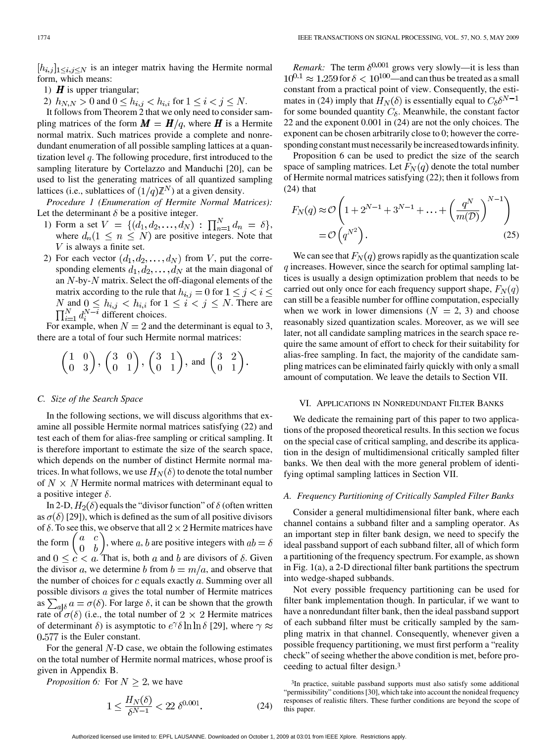$[h_{i,j}]_{1 \le i,j \le N}$ is an integer matrix having the Hermite normal form, which means:

1) $\boldsymbol{H}$ is upper triangular;
2) $h_{N,N} > 0$ and $0 \le h_{i,j} < h_{i,i}$ for $1 \le i < j \le N$.

It follows from Theorem 2 that we only need to consider sampling matrices of the form $\boldsymbol{M} = \boldsymbol{H}/q$, where $\boldsymbol{H}$ is a Hermite normal matrix. Such matrices provide a complete and nonredundant enumeration of all possible sampling lattices at a quantization level $q$. The following procedure, first introduced to the sampling literature by Cortelazzo and Manduchi [20], can be used to list the generating matrices of all quantized sampling lattices (i.e., sublattices of $(1/q)\mathbb{Z}^N$) at a given density.

*Procedure 1 (Enumeration of Hermite Normal Matrices):* Let the determinant $\delta$ be a positive integer.

1) Form a set $V = \{(d_1, d_2, \ldots, d_N) : \prod_{n=1}^{N} d_n = \delta\}$, where $d_n (1 \le n \le N)$ are positive integers. Note that $V$ is always a finite set.
2) For each vector $(d_1, d_2, \ldots, d_N)$ from $V$, put the corresponding elements $d_1, d_2, \ldots, d_N$ at the main diagonal of an $N$-by-$N$ matrix. Select the off-diagonal elements of the matrix according to the rule that $h_{i,j} = 0$ for $1 \le j < i \le N$ and $0 \le h_{i,j} < h_{i,i}$ for $1 \le i < j \le N$. There are $\prod_{i=1}^{N} d_i^{N-i}$ different choices.

For example, when $N = 2$ and the determinant is equal to 3, there are a total of four such Hermite normal matrices:

$$\begin{pmatrix} 1 & 0 \\ 0 & 3 \end{pmatrix}, \begin{pmatrix} 3 & 0 \\ 0 & 1 \end{pmatrix}, \begin{pmatrix} 3 & 1 \\ 0 & 1 \end{pmatrix}, \text{ and } \begin{pmatrix} 3 & 2 \\ 0 & 1 \end{pmatrix}.$$

### C. Size of the Search Space

In the following sections, we will discuss algorithms that examine all possible Hermite normal matrices satisfying (22) and test each of them for alias-free sampling or critical sampling. It is therefore important to estimate the size of the search space, which depends on the number of distinct Hermite normal matrices. In what follows, we use $H_N(\delta)$ to denote the total number of $N \times N$ Hermite normal matrices with determinant equal to a positive integer $\delta$.

In 2-D, $H_2(\delta)$ equals the "divisor function" of $\delta$ (often written as $\sigma(\delta)$ [29]), which is defined as the sum of all positive divisors of $\delta$. To see this, we observe that all $2 \times 2$ Hermite matrices have the form $\begin{pmatrix} a & c \\ 0 & b \end{pmatrix}$, where $a, b$ are positive integers with $ab = \delta$ and $0 \le c < a$. That is, both $a$ and $b$ are divisors of $\delta$. Given the divisor $a$, we determine $b$ from $b = m/a$, and observe that the number of choices for $c$ equals exactly $a$. Summing over all possible divisors $a$ gives the total number of Hermite matrices as $\sum_{a|\delta} a = \sigma(\delta)$. For large $\delta$, it can be shown that the growth rate of $\sigma(\delta)$ (i.e., the total number of $2 \times 2$ Hermite matrices of determinant $\delta$) is asymptotic to $e^{\gamma} \delta \ln \ln \delta$ [29], where $\gamma \approx 0.577$ is the Euler constant.

For the general $N$-D case, we obtain the following estimates on the total number of Hermite normal matrices, whose proof is given in Appendix B.

*Proposition 6:* For $N \ge 2$, we have

$$1 \le \frac{H_N(\delta)}{\delta^{N-1}} < 22\, \delta^{0.001}. \tag{24}$$

*Remark:* The term $\delta^{0.001}$ grows very slowly—it is less than $10^{0.1} \approx 1.259$ for $\delta < 10^{100}$—and can thus be treated as a small constant from a practical point of view. Consequently, the estimates in (24) imply that $H_N(\delta)$ is essentially equal to $C_\delta \delta^{N-1}$ for some bounded quantity $C_\delta$. Meanwhile, the constant factor 22 and the exponent 0.001 in (24) are not the only choices. The exponent can be chosen arbitrarily close to 0; however the corresponding constant must necessarily be increased towards infinity.

Proposition 6 can be used to predict the size of the search space of sampling matrices. Let $F_N(q)$ denote the total number of Hermite normal matrices satisfying (22); then it follows from (24) that

$$\begin{aligned} F_N(q) &\approx \mathcal{O}\left(1 + 2^{N-1} + 3^{N-1} + \ldots + \left(\frac{q^N}{m(\mathcal{D})}\right)^{N-1}\right) \\ &= \mathcal{O}\left(q^{N^2}\right). \end{aligned} \tag{25}$$

We can see that $F_N(q)$ grows rapidly as the quantization scale $q$ increases. However, since the search for optimal sampling lattices is usually a design optimization problem that needs to be carried out only once for each frequency support shape, $F_N(q)$ can still be a feasible number for offline computation, especially when we work in lower dimensions ($N = 2, 3$) and choose reasonably sized quantization scales. Moreover, as we will see later, not all candidate sampling matrices in the search space require the same amount of effort to check for their suitability for alias-free sampling. In fact, the majority of the candidate sampling matrices can be eliminated fairly quickly with only a small amount of computation. We leave the details to Section VII.

## VI. Applications in Nonredundant Filter Banks

We dedicate the remaining part of this paper to two applications of the proposed theoretical results. In this section we focus on the special case of critical sampling, and describe its application in the design of multidimensional critically sampled filter banks. We then deal with the more general problem of identifying optimal sampling lattices in Section VII.

### A. Frequency Partitioning of Critically Sampled Filter Banks

Consider a general multidimensional filter bank, where each channel contains a subband filter and a sampling operator. As an important step in filter bank design, we need to specify the ideal passband support of each subband filter, all of which form a partitioning of the frequency spectrum. For example, as shown in Fig. 1(a), a 2-D directional filter bank partitions the spectrum into wedge-shaped subbands.

Not every possible frequency partitioning can be used for filter bank implementation though. In particular, if we want to have a nonredundant filter bank, then the ideal passband support of each subband filter must be critically sampled by the sampling matrix in that channel. Consequently, whenever given a possible frequency partitioning, we must first perform a "reality check" of seeing whether the above condition is met, before proceeding to actual filter design.[3]

[3]In practice, suitable passband supports must also satisfy some additional "permissibility" conditions [30], which take into account the nonideal frequency responses of realistic filters. These further conditions are beyond the scope of this paper.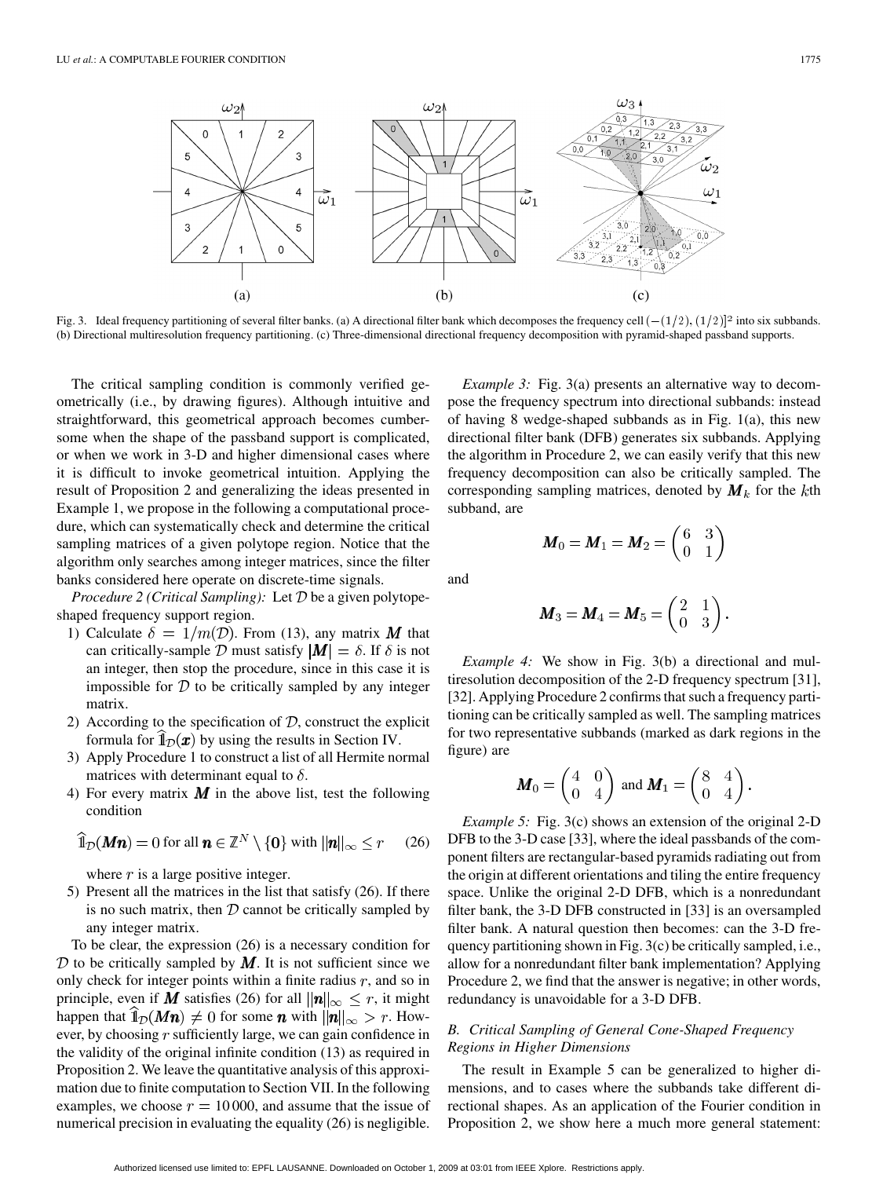Fig. 3. Ideal frequency partitioning of several filter banks. (a) A directional filter bank which decomposes the frequency cell $(-(1/2), (1/2)]^2$ into six subbands. (b) Directional multiresolution frequency partitioning. (c) Three-dimensional directional frequency decomposition with pyramid-shaped passband supports.

The critical sampling condition is commonly verified geometrically (i.e., by drawing figures). Although intuitive and straightforward, this geometrical approach becomes cumbersome when the shape of the passband support is complicated, or when we work in 3-D and higher dimensional cases where it is difficult to invoke geometrical intuition. Applying the result of Proposition 2 and generalizing the ideas presented in Example 1, we propose in the following a computational procedure, which can systematically check and determine the critical sampling matrices of a given polytope region. Notice that the algorithm only searches among integer matrices, since the filter banks considered here operate on discrete-time signals.

*Procedure 2 (Critical Sampling):* Let $\mathcal{D}$ be a given polytope-shaped frequency support region.

1) Calculate $\delta = 1/m(\mathcal{D})$. From (13), any matrix $\boldsymbol{M}$ that can critically-sample $\mathcal{D}$ must satisfy $|\boldsymbol{M}| = \delta$. If $\delta$ is not an integer, then stop the procedure, since in this case it is impossible for $\mathcal{D}$ to be critically sampled by any integer matrix.
2) According to the specification of $\mathcal{D}$, construct the explicit formula for $\widehat{\mathbb{1}}_{\mathcal{D}}(\boldsymbol{x})$ by using the results in Section IV.
3) Apply Procedure 1 to construct a list of all Hermite normal matrices with determinant equal to $\delta$.
4) For every matrix $\boldsymbol{M}$ in the above list, test the following condition

$$\widehat{\mathbb{1}}_{\mathcal{D}}(\boldsymbol{M}\boldsymbol{n}) = 0 \text{ for all } \boldsymbol{n} \in \mathbb{Z}^N \setminus \{\boldsymbol{0}\} \text{ with } \|\boldsymbol{n}\|_\infty \leq r \tag{26}$$

where $r$ is a large positive integer.
5) Present all the matrices in the list that satisfy (26). If there is no such matrix, then $\mathcal{D}$ cannot be critically sampled by any integer matrix.

To be clear, the expression (26) is a necessary condition for $\mathcal{D}$ to be critically sampled by $\boldsymbol{M}$. It is not sufficient since we only check for integer points within a finite radius $r$, and so in principle, even if $\boldsymbol{M}$ satisfies (26) for all $\|\boldsymbol{n}\|_\infty \leq r$, it might happen that $\widehat{\mathbb{1}}_{\mathcal{D}}(\boldsymbol{M}\boldsymbol{n}) \neq 0$ for some $\boldsymbol{n}$ with $\|\boldsymbol{n}\|_\infty > r$. However, by choosing $r$ sufficiently large, we can gain confidence in the validity of the original infinite condition (13) as required in Proposition 2. We leave the quantitative analysis of this approximation due to finite computation to Section VII. In the following examples, we choose $r = 10\,000$, and assume that the issue of numerical precision in evaluating the equality (26) is negligible.

*Example 3:* Fig. 3(a) presents an alternative way to decompose the frequency spectrum into directional subbands: instead of having 8 wedge-shaped subbands as in Fig. 1(a), this new directional filter bank (DFB) generates six subbands. Applying the algorithm in Procedure 2, we can easily verify that this new frequency decomposition can also be critically sampled. The corresponding sampling matrices, denoted by $\boldsymbol{M}_k$ for the $k$th subband, are

$$\boldsymbol{M}_0 = \boldsymbol{M}_1 = \boldsymbol{M}_2 = \begin{pmatrix} 6 & 3 \\ 0 & 1 \end{pmatrix}$$

and

$$\boldsymbol{M}_3 = \boldsymbol{M}_4 = \boldsymbol{M}_5 = \begin{pmatrix} 2 & 1 \\ 0 & 3 \end{pmatrix}.$$

*Example 4:* We show in Fig. 3(b) a directional and multiresolution decomposition of the 2-D frequency spectrum [31], [32]. Applying Procedure 2 confirms that such a frequency partitioning can be critically sampled as well. The sampling matrices for two representative subbands (marked as dark regions in the figure) are

$$\boldsymbol{M}_0 = \begin{pmatrix} 4 & 0 \\ 0 & 4 \end{pmatrix} \text{ and } \boldsymbol{M}_1 = \begin{pmatrix} 8 & 4 \\ 0 & 4 \end{pmatrix}.$$

*Example 5:* Fig. 3(c) shows an extension of the original 2-D DFB to the 3-D case [33], where the ideal passbands of the component filters are rectangular-based pyramids radiating out from the origin at different orientations and tiling the entire frequency space. Unlike the original 2-D DFB, which is a nonredundant filter bank, the 3-D DFB constructed in [33] is an oversampled filter bank. A natural question then becomes: can the 3-D frequency partitioning shown in Fig. 3(c) be critically sampled, i.e., allow for a nonredundant filter bank implementation? Applying Procedure 2, we find that the answer is negative; in other words, redundancy is unavoidable for a 3-D DFB.

### B. Critical Sampling of General Cone-Shaped Frequency Regions in Higher Dimensions

The result in Example 5 can be generalized to higher dimensions, and to cases where the subbands take different directional shapes. As an application of the Fourier condition in Proposition 2, we show here a much more general statement: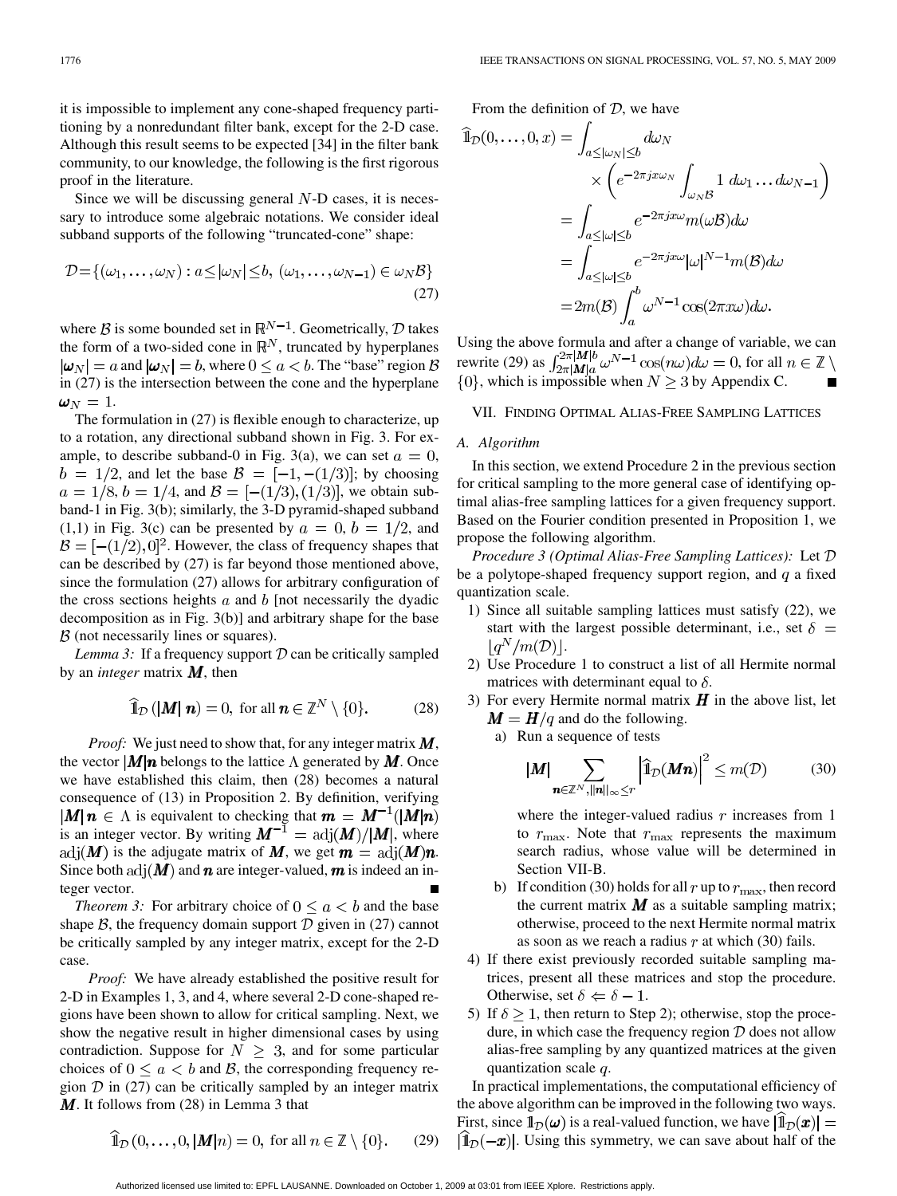it is impossible to implement any cone-shaped frequency partitioning by a nonredundant filter bank, except for the 2-D case. Although this result seems to be expected [34] in the filter bank community, to our knowledge, the following is the first rigorous proof in the literature.

Since we will be discussing general $N$-D cases, it is necessary to introduce some algebraic notations. We consider ideal subband supports of the following "truncated-cone" shape:

$$\mathcal{D}=\{(\omega_1,\ldots,\omega_N): a\leq|\omega_N|\leq b,\ (\omega_1,\ldots,\omega_{N-1})\in\omega_N\mathcal{B}\} \tag{27}$$

where $\mathcal{B}$ is some bounded set in $\mathbb{R}^{N-1}$. Geometrically, $\mathcal{D}$ takes the form of a two-sided cone in $\mathbb{R}^N$, truncated by hyperplanes $|\boldsymbol{\omega}_N|=a$ and $|\boldsymbol{\omega}_N|=b$, where $0\leq a<b$. The "base" region $\mathcal{B}$ in (27) is the intersection between the cone and the hyperplane $\boldsymbol{\omega}_N=1$.

The formulation in (27) is flexible enough to characterize, up to a rotation, any directional subband shown in Fig. 3. For example, to describe subband-0 in Fig. 3(a), we can set $a=0$, $b=1/2$, and let the base $\mathcal{B}=[-1,-(1/3)]$; by choosing $a=1/8$, $b=1/4$, and $\mathcal{B}=[-(1/3),(1/3)]$, we obtain subband-1 in Fig. 3(b); similarly, the 3-D pyramid-shaped subband (1,1) in Fig. 3(c) can be presented by $a=0$, $b=1/2$, and $\mathcal{B}=[-(1/2),0]^2$. However, the class of frequency shapes that can be described by (27) is far beyond those mentioned above, since the formulation (27) allows for arbitrary configuration of the cross sections heights $a$ and $b$ [not necessarily the dyadic decomposition as in Fig. 3(b)] and arbitrary shape for the base $\mathcal{B}$ (not necessarily lines or squares).

*Lemma 3:* If a frequency support $\mathcal{D}$ can be critically sampled by an *integer* matrix $\boldsymbol{M}$, then

$$\widehat{\mathbb{1}}_{\mathcal{D}}\left(|\boldsymbol{M}|\,\boldsymbol{n}\right)=0,\ \text{for all } \boldsymbol{n}\in\mathbb{Z}^N\setminus\{0\}. \tag{28}$$

*Proof:* We just need to show that, for any integer matrix $\boldsymbol{M}$, the vector $|\boldsymbol{M}|\boldsymbol{n}$ belongs to the lattice $\Lambda$ generated by $\boldsymbol{M}$. Once we have established this claim, then (28) becomes a natural consequence of (13) in Proposition 2. By definition, verifying $|\boldsymbol{M}|\,\boldsymbol{n}\in\Lambda$ is equivalent to checking that $\boldsymbol{m}=\boldsymbol{M}^{-1}(|\boldsymbol{M}|\boldsymbol{n})$ is an integer vector. By writing $\boldsymbol{M}^{-1}=\mathrm{adj}(\boldsymbol{M})/|\boldsymbol{M}|$, where $\mathrm{adj}(\boldsymbol{M})$ is the adjugate matrix of $\boldsymbol{M}$, we get $\boldsymbol{m}=\mathrm{adj}(\boldsymbol{M})\boldsymbol{n}$. Since both $\mathrm{adj}(\boldsymbol{M})$ and $\boldsymbol{n}$ are integer-valued, $\boldsymbol{m}$ is indeed an integer vector. ■

*Theorem 3:* For arbitrary choice of $0\leq a<b$ and the base shape $\mathcal{B}$, the frequency domain support $\mathcal{D}$ given in (27) cannot be critically sampled by any integer matrix, except for the 2-D case.

*Proof:* We have already established the positive result for 2-D in Examples 1, 3, and 4, where several 2-D cone-shaped regions have been shown to allow for critical sampling. Next, we show the negative result in higher dimensional cases by using contradiction. Suppose for $N\geq 3$, and for some particular choices of $0\leq a<b$ and $\mathcal{B}$, the corresponding frequency region $\mathcal{D}$ in (27) can be critically sampled by an integer matrix $\boldsymbol{M}$. It follows from (28) in Lemma 3 that

$$\widehat{\mathbb{1}}_{\mathcal{D}}\left(0,\ldots,0,|\boldsymbol{M}|n\right)=0,\ \text{for all } n\in\mathbb{Z}\setminus\{0\}. \tag{29}$$

From the definition of $\mathcal{D}$, we have

$$\begin{aligned}\widehat{\mathbb{1}}_{\mathcal{D}}(0,\ldots,0,x)&=\int_{a\leq|\omega_N|\leq b}d\omega_N\\&\quad\times\left(e^{-2\pi jx\omega_N}\int_{\omega_N\mathcal{B}}1\ d\omega_1\ldots d\omega_{N-1}\right)\\&=\int_{a\leq|\omega|\leq b}e^{-2\pi jx\omega}m(\omega\mathcal{B})d\omega\\&=\int_{a\leq|\omega|\leq b}e^{-2\pi jx\omega}|\omega|^{N-1}m(\mathcal{B})d\omega\\&=2m(\mathcal{B})\int_a^b\omega^{N-1}\cos(2\pi x\omega)d\omega.\end{aligned}$$

Using the above formula and after a change of variable, we can rewrite (29) as $\int_{2\pi|\boldsymbol{M}|a}^{2\pi|\boldsymbol{M}|b}\omega^{N-1}\cos(n\omega)d\omega=0$, for all $n\in\mathbb{Z}\setminus\{0\}$, which is impossible when $N\geq 3$ by Appendix C. ■

## VII. Finding Optimal Alias-Free Sampling Lattices

### A. Algorithm

In this section, we extend Procedure 2 in the previous section for critical sampling to the more general case of identifying optimal alias-free sampling lattices for a given frequency support. Based on the Fourier condition presented in Proposition 1, we propose the following algorithm.

*Procedure 3 (Optimal Alias-Free Sampling Lattices):* Let $\mathcal{D}$ be a polytope-shaped frequency support region, and $q$ a fixed quantization scale.

1) Since all suitable sampling lattices must satisfy (22), we start with the largest possible determinant, i.e., set $\delta=\lfloor q^N/m(\mathcal{D})\rfloor$.
2) Use Procedure 1 to construct a list of all Hermite normal matrices with determinant equal to $\delta$.
3) For every Hermite normal matrix $\boldsymbol{H}$ in the above list, let $\boldsymbol{M}=\boldsymbol{H}/q$ and do the following.
   a) Run a sequence of tests
   $$|\boldsymbol{M}|\sum_{\boldsymbol{n}\in\mathbb{Z}^N,\|\boldsymbol{n}\|_\infty\leq r}\left|\widehat{\mathbb{1}}_{\mathcal{D}}(\boldsymbol{M}\boldsymbol{n})\right|^2\leq m(\mathcal{D}) \tag{30}$$
   where the integer-valued radius $r$ increases from 1 to $r_{\max}$. Note that $r_{\max}$ represents the maximum search radius, whose value will be determined in Section VII-B.
   b) If condition (30) holds for all $r$ up to $r_{\max}$, then record the current matrix $\boldsymbol{M}$ as a suitable sampling matrix; otherwise, proceed to the next Hermite normal matrix as soon as we reach a radius $r$ at which (30) fails.
4) If there exist previously recorded suitable sampling matrices, present all these matrices and stop the procedure. Otherwise, set $\delta\Leftarrow\delta-1$.
5) If $\delta\geq 1$, then return to Step 2); otherwise, stop the procedure, in which case the frequency region $\mathcal{D}$ does not allow alias-free sampling by any quantized matrices at the given quantization scale $q$.

In practical implementations, the computational efficiency of the above algorithm can be improved in the following two ways. First, since $\mathbb{1}_{\mathcal{D}}(\boldsymbol{\omega})$ is a real-valued function, we have $|\widehat{\mathbb{1}}_{\mathcal{D}}(\boldsymbol{x})|=|\widehat{\mathbb{1}}_{\mathcal{D}}(-\boldsymbol{x})|$. Using this symmetry, we can save about half of the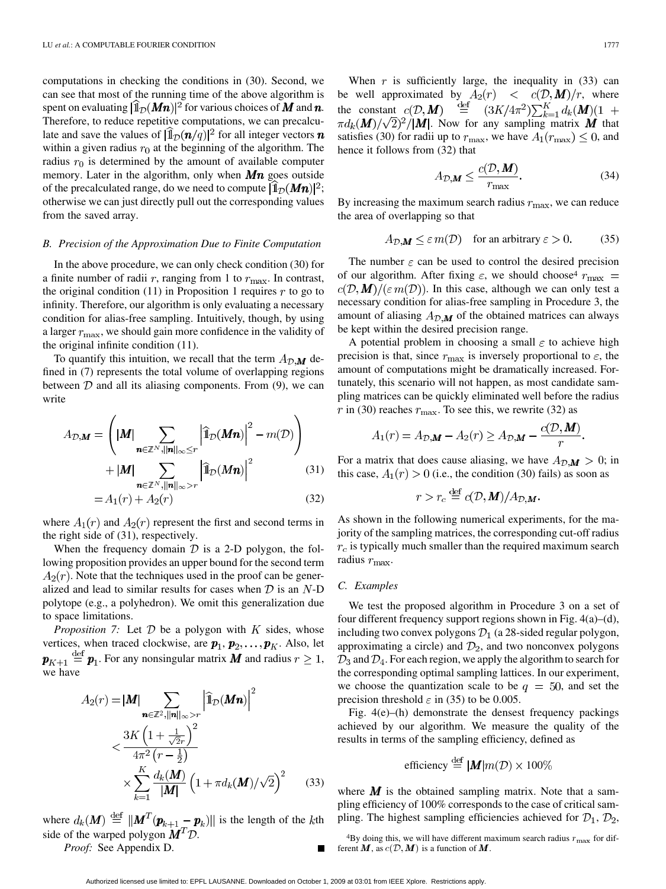computations in checking the conditions in (30). Second, we can see that most of the running time of the above algorithm is spent on evaluating $|\widehat{\mathbb{1}}_{\mathcal{D}}(\boldsymbol{M}\boldsymbol{n})|^2$ for various choices of $\boldsymbol{M}$ and $\boldsymbol{n}$. Therefore, to reduce repetitive computations, we can precalculate and save the values of $|\widehat{\mathbb{1}}_{\mathcal{D}}(\boldsymbol{n}/q)|^2$ for all integer vectors $\boldsymbol{n}$ within a given radius $r_0$ at the beginning of the algorithm. The radius $r_0$ is determined by the amount of available computer memory. Later in the algorithm, only when $\boldsymbol{M}\boldsymbol{n}$ goes outside of the precalculated range, do we need to compute $|\widehat{\mathbb{1}}_{\mathcal{D}}(\boldsymbol{M}\boldsymbol{n})|^2$; otherwise we can just directly pull out the corresponding values from the saved array.

### B. Precision of the Approximation Due to Finite Computation

In the above procedure, we can only check condition (30) for a finite number of radii $r$, ranging from 1 to $r_{\max}$. In contrast, the original condition (11) in Proposition 1 requires $r$ to go to infinity. Therefore, our algorithm is only evaluating a necessary condition for alias-free sampling. Intuitively, though, by using a larger $r_{\max}$, we should gain more confidence in the validity of the original infinite condition (11).

To quantify this intuition, we recall that the term $A_{\mathcal{D},\boldsymbol{M}}$ defined in (7) represents the total volume of overlapping regions between $\mathcal{D}$ and all its aliasing components. From (9), we can write

$$
\begin{aligned}
A_{\mathcal{D},\boldsymbol{M}} &= \left( |\boldsymbol{M}| \sum_{\boldsymbol{n}\in\mathbb{Z}^N, \|\boldsymbol{n}\|_\infty \le r} \left|\widehat{\mathbb{1}}_{\mathcal{D}}(\boldsymbol{M}\boldsymbol{n})\right|^2 - m(\mathcal{D}) \right) \\
&\quad + |\boldsymbol{M}| \sum_{\boldsymbol{n}\in\mathbb{Z}^N, \|\boldsymbol{n}\|_\infty > r} \left|\widehat{\mathbb{1}}_{\mathcal{D}}(\boldsymbol{M}\boldsymbol{n})\right|^2 \qquad (31)\\
&= A_1(r) + A_2(r) \qquad (32)
\end{aligned}
$$

where $A_1(r)$ and $A_2(r)$ represent the first and second terms in the right side of (31), respectively.

When the frequency domain $\mathcal{D}$ is a 2-D polygon, the following proposition provides an upper bound for the second term $A_2(r)$. Note that the techniques used in the proof can be generalized and lead to similar results for cases when $\mathcal{D}$ is an $N$-D polytope (e.g., a polyhedron). We omit this generalization due to space limitations.

*Proposition 7:* Let $\mathcal{D}$ be a polygon with $K$ sides, whose vertices, when traced clockwise, are $\boldsymbol{p}_1, \boldsymbol{p}_2, \ldots, \boldsymbol{p}_K$. Also, let $\boldsymbol{p}_{K+1} \stackrel{\text{def}}{=} \boldsymbol{p}_1$. For any nonsingular matrix $\boldsymbol{M}$ and radius $r \ge 1$, we have

$$
\begin{aligned}
A_2(r) &= |\boldsymbol{M}| \sum_{\boldsymbol{n}\in\mathbb{Z}^2, \|\boldsymbol{n}\|_\infty > r} \left|\widehat{\mathbb{1}}_{\mathcal{D}}(\boldsymbol{M}\boldsymbol{n})\right|^2 \\
&< \frac{3K\left(1+\frac{1}{\sqrt{2}r}\right)^2}{4\pi^2\left(r-\frac{1}{2}\right)} \\
&\quad \times \sum_{k=1}^{K} \frac{d_k(\boldsymbol{M})}{|\boldsymbol{M}|} \left(1+\pi d_k(\boldsymbol{M})/\sqrt{2}\right)^2 \qquad (33)
\end{aligned}
$$

where $d_k(\boldsymbol{M}) \stackrel{\text{def}}{=} \|\boldsymbol{M}^T(\boldsymbol{p}_{k+1} - \boldsymbol{p}_k)\|$ is the length of the $k$th side of the warped polygon $\boldsymbol{M}^T\mathcal{D}$.

*Proof:* See Appendix D. ■

When $r$ is sufficiently large, the inequality in (33) can be well approximated by $A_2(r) < c(\mathcal{D},\boldsymbol{M})/r$, where the constant $c(\mathcal{D},\boldsymbol{M}) \stackrel{\text{def}}{=} (3K/4\pi^2)\sum_{k=1}^{K} d_k(\boldsymbol{M})(1+\pi d_k(\boldsymbol{M})/\sqrt{2})^2/|\boldsymbol{M}|$. Now for any sampling matrix $\boldsymbol{M}$ that satisfies (30) for radii up to $r_{\max}$, we have $A_1(r_{\max}) \le 0$, and hence it follows from (32) that

$$
A_{\mathcal{D},\boldsymbol{M}} \le \frac{c(\mathcal{D},\boldsymbol{M})}{r_{\max}}. \qquad (34)
$$

By increasing the maximum search radius $r_{\max}$, we can reduce the area of overlapping so that

$$
A_{\mathcal{D},\boldsymbol{M}} \le \varepsilon\, m(\mathcal{D}) \quad \text{for an arbitrary } \varepsilon > 0. \qquad (35)
$$

The number $\varepsilon$ can be used to control the desired precision of our algorithm. After fixing $\varepsilon$, we should choose[4] $r_{\max} = c(\mathcal{D},\boldsymbol{M})/(\varepsilon\, m(\mathcal{D}))$. In this case, although we can only test a necessary condition for alias-free sampling in Procedure 3, the amount of aliasing $A_{\mathcal{D},\boldsymbol{M}}$ of the obtained matrices can always be kept within the desired precision range.

A potential problem in choosing a small $\varepsilon$ to achieve high precision is that, since $r_{\max}$ is inversely proportional to $\varepsilon$, the amount of computations might be dramatically increased. Fortunately, this scenario will not happen, as most candidate sampling matrices can be quickly eliminated well before the radius $r$ in (30) reaches $r_{\max}$. To see this, we rewrite (32) as

$$
A_1(r) = A_{\mathcal{D},\boldsymbol{M}} - A_2(r) \ge A_{\mathcal{D},\boldsymbol{M}} - \frac{c(\mathcal{D},\boldsymbol{M})}{r}.
$$

For a matrix that does cause aliasing, we have $A_{\mathcal{D},\boldsymbol{M}} > 0$; in this case, $A_1(r) > 0$ (i.e., the condition (30) fails) as soon as

$$
r > r_c \stackrel{\text{def}}{=} c(\mathcal{D},\boldsymbol{M})/A_{\mathcal{D},\boldsymbol{M}}.
$$

As shown in the following numerical experiments, for the majority of the sampling matrices, the corresponding cut-off radius $r_c$ is typically much smaller than the required maximum search radius $r_{\max}$.

### C. Examples

We test the proposed algorithm in Procedure 3 on a set of four different frequency support regions shown in Fig. 4(a)–(d), including two convex polygons $\mathcal{D}_1$ (a 28-sided regular polygon, approximating a circle) and $\mathcal{D}_2$, and two nonconvex polygons $\mathcal{D}_3$ and $\mathcal{D}_4$. For each region, we apply the algorithm to search for the corresponding optimal sampling lattices. In our experiment, we choose the quantization scale to be $q = 50$, and set the precision threshold $\varepsilon$ in (35) to be 0.005.

Fig. 4(e)–(h) demonstrate the densest frequency packings achieved by our algorithm. We measure the quality of the results in terms of the sampling efficiency, defined as

$$
\text{efficiency} \stackrel{\text{def}}{=} |\boldsymbol{M}|\, m(\mathcal{D}) \times 100\%
$$

where $\boldsymbol{M}$ is the obtained sampling matrix. Note that a sampling efficiency of 100% corresponds to the case of critical sampling. The highest sampling efficiencies achieved for $\mathcal{D}_1$, $\mathcal{D}_2$,

[4] By doing this, we will have different maximum search radius $r_{\max}$ for different $\boldsymbol{M}$, as $c(\mathcal{D},\boldsymbol{M})$ is a function of $\boldsymbol{M}$.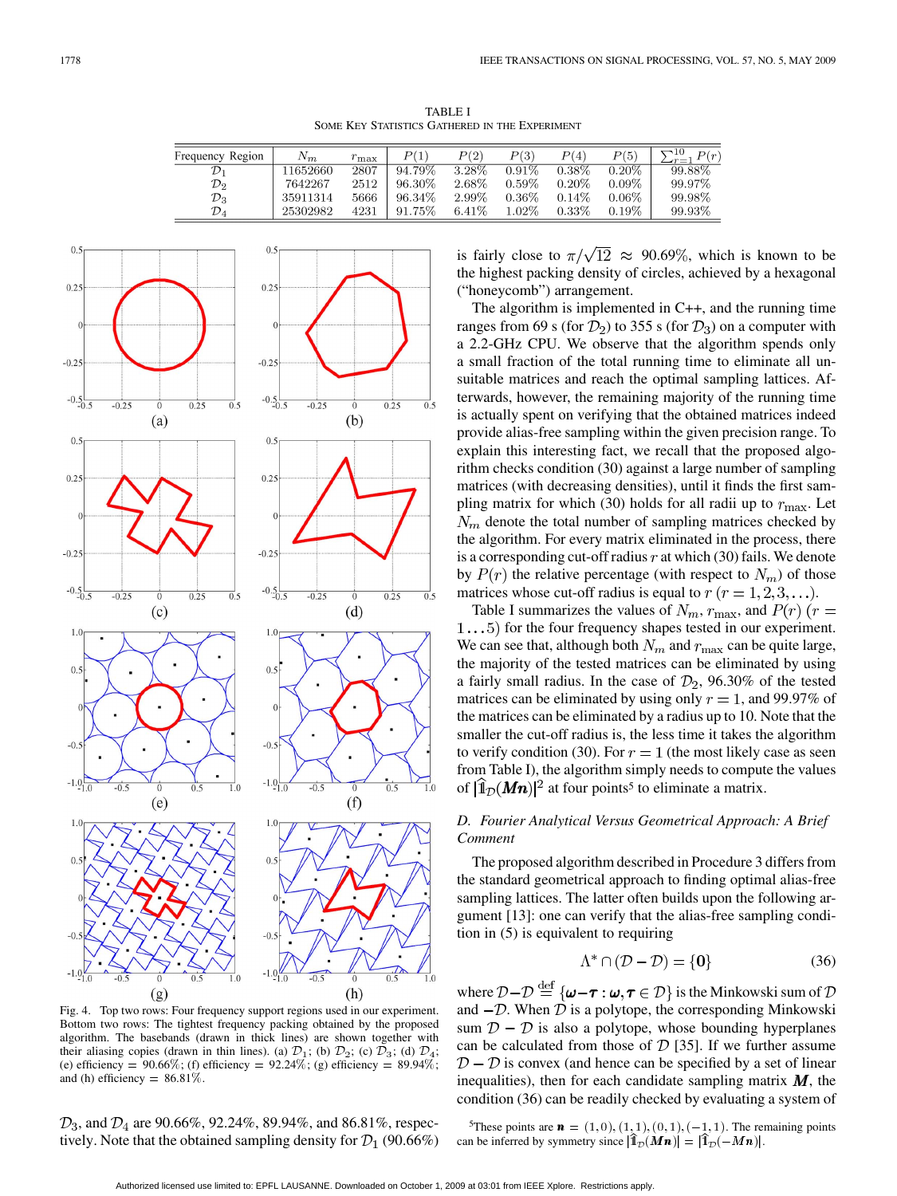TABLE I
SOME KEY STATISTICS GATHERED IN THE EXPERIMENT

| Frequency Region | $N_m$ | $r_{\max}$ | $P(1)$ | $P(2)$ | $P(3)$ | $P(4)$ | $P(5)$ | $\sum_{r=1}^{10} P(r)$ |
|---|---|---|---|---|---|---|---|---|
| $\mathcal{D}_1$ | 11652660 | 2807 | 94.79% | 3.28% | 0.91% | 0.38% | 0.20% | 99.88% |
| $\mathcal{D}_2$ | 7642267 | 2512 | 96.30% | 2.68% | 0.59% | 0.20% | 0.09% | 99.97% |
| $\mathcal{D}_3$ | 35911314 | 5666 | 96.34% | 2.99% | 0.36% | 0.14% | 0.06% | 99.98% |
| $\mathcal{D}_4$ | 25302982 | 4231 | 91.75% | 6.41% | 1.02% | 0.33% | 0.19% | 99.93% |

Fig. 4. Top two rows: Four frequency support regions used in our experiment. Bottom two rows: The tightest frequency packing obtained by the proposed algorithm. The basebands (drawn in thick lines) are shown together with their aliasing copies (drawn in thin lines). (a) $\mathcal{D}_1$; (b) $\mathcal{D}_2$; (c) $\mathcal{D}_3$; (d) $\mathcal{D}_4$; (e) efficiency = 90.66%; (f) efficiency = 92.24%; (g) efficiency = 89.94%; and (h) efficiency = 86.81%.

$\mathcal{D}_3$, and $\mathcal{D}_4$ are 90.66%, 92.24%, 89.94%, and 86.81%, respectively. Note that the obtained sampling density for $\mathcal{D}_1$ (90.66%) is fairly close to $\pi/\sqrt{12} \approx 90.69\%$, which is known to be the highest packing density of circles, achieved by a hexagonal ("honeycomb") arrangement.

The algorithm is implemented in C++, and the running time ranges from 69 s (for $\mathcal{D}_2$) to 355 s (for $\mathcal{D}_3$) on a computer with a 2.2-GHz CPU. We observe that the algorithm spends only a small fraction of the total running time to eliminate all unsuitable matrices and reach the optimal sampling lattices. Afterwards, however, the remaining majority of the running time is actually spent on verifying that the obtained matrices indeed provide alias-free sampling within the given precision range. To explain this interesting fact, we recall that the proposed algorithm checks condition (30) against a large number of sampling matrices (with decreasing densities), until it finds the first sampling matrix for which (30) holds for all radii up to $r_{\max}$. Let $N_m$ denote the total number of sampling matrices checked by the algorithm. For every matrix eliminated in the process, there is a corresponding cut-off radius $r$ at which (30) fails. We denote by $P(r)$ the relative percentage (with respect to $N_m$) of those matrices whose cut-off radius is equal to $r$ $(r = 1, 2, 3, \ldots)$.

Table I summarizes the values of $N_m$, $r_{\max}$, and $P(r)$ $(r = 1 \ldots 5)$ for the four frequency shapes tested in our experiment. We can see that, although both $N_m$ and $r_{\max}$ can be quite large, the majority of the tested matrices can be eliminated by using a fairly small radius. In the case of $\mathcal{D}_2$, 96.30% of the tested matrices can be eliminated by using only $r = 1$, and 99.97% of the matrices can be eliminated by a radius up to 10. Note that the smaller the cut-off radius is, the less time it takes the algorithm to verify condition (30). For $r = 1$ (the most likely case as seen from Table I), the algorithm simply needs to compute the values of $|\widehat{\mathbb{1}}_{\mathcal{D}}(\boldsymbol{Mn})|^2$ at four points[5] to eliminate a matrix.

### D. Fourier Analytical Versus Geometrical Approach: A Brief Comment

The proposed algorithm described in Procedure 3 differs from the standard geometrical approach to finding optimal alias-free sampling lattices. The latter often builds upon the following argument [13]: one can verify that the alias-free sampling condition in (5) is equivalent to requiring

$$\Lambda^* \cap (\mathcal{D} - \mathcal{D}) = \{\mathbf{0}\} \tag{36}$$

where $\mathcal{D} - \mathcal{D} \stackrel{\text{def}}{=} \{\boldsymbol{\omega} - \boldsymbol{\tau} : \boldsymbol{\omega}, \boldsymbol{\tau} \in \mathcal{D}\}$ is the Minkowski sum of $\mathcal{D}$ and $-\mathcal{D}$. When $\mathcal{D}$ is a polytope, the corresponding Minkowski sum $\mathcal{D} - \mathcal{D}$ is also a polytope, whose bounding hyperplanes can be calculated from those of $\mathcal{D}$ [35]. If we further assume $\mathcal{D} - \mathcal{D}$ is convex (and hence can be specified by a set of linear inequalities), then for each candidate sampling matrix $\boldsymbol{M}$, the condition (36) can be readily checked by evaluating a system of

[5]These points are $\boldsymbol{n} = (1,0), (1,1), (0,1), (-1,1)$. The remaining points can be inferred by symmetry since $|\widehat{\mathbb{1}}_{\mathcal{D}}(\boldsymbol{Mn})| = |\widehat{\mathbb{1}}_{\mathcal{D}}(-\boldsymbol{Mn})|$.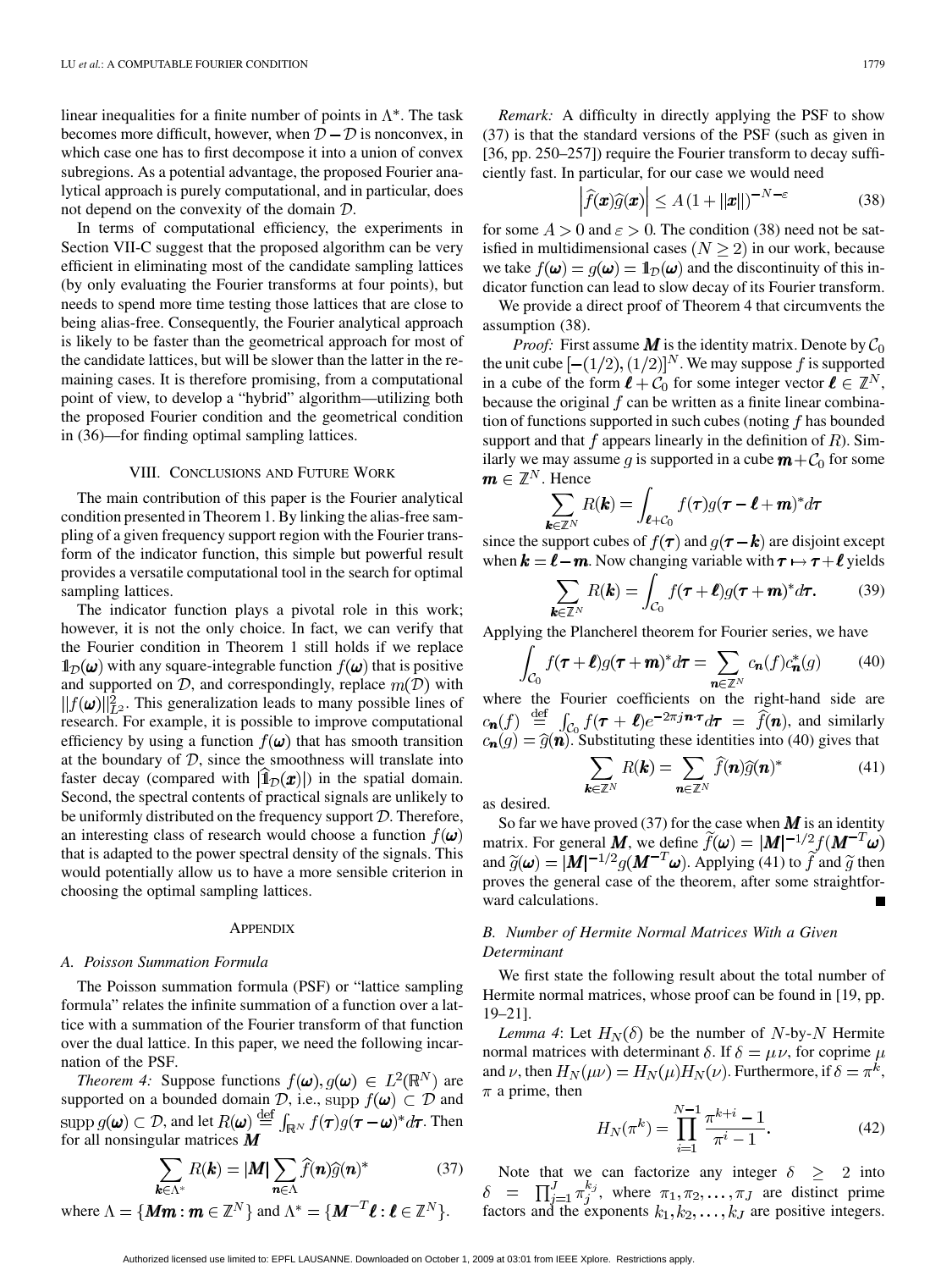linear inequalities for a finite number of points in $\Lambda^*$. The task becomes more difficult, however, when $\mathcal{D} - \mathcal{D}$ is nonconvex, in which case one has to first decompose it into a union of convex subregions. As a potential advantage, the proposed Fourier analytical approach is purely computational, and in particular, does not depend on the convexity of the domain $\mathcal{D}$.

In terms of computational efficiency, the experiments in Section VII-C suggest that the proposed algorithm can be very efficient in eliminating most of the candidate sampling lattices (by only evaluating the Fourier transforms at four points), but needs to spend more time testing those lattices that are close to being alias-free. Consequently, the Fourier analytical approach is likely to be faster than the geometrical approach for most of the candidate lattices, but will be slower than the latter in the remaining cases. It is therefore promising, from a computational point of view, to develop a "hybrid" algorithm—utilizing both the proposed Fourier condition and the geometrical condition in (36)—for finding optimal sampling lattices.

## VIII. Conclusions and Future Work

The main contribution of this paper is the Fourier analytical condition presented in Theorem 1. By linking the alias-free sampling of a given frequency support region with the Fourier transform of the indicator function, this simple but powerful result provides a versatile computational tool in the search for optimal sampling lattices.

The indicator function plays a pivotal role in this work; however, it is not the only choice. In fact, we can verify that the Fourier condition in Theorem 1 still holds if we replace $\mathbb{1}_{\mathcal{D}}(\boldsymbol{\omega})$ with any square-integrable function $f(\boldsymbol{\omega})$ that is positive and supported on $\mathcal{D}$, and correspondingly, replace $m(\mathcal{D})$ with $\|f(\boldsymbol{\omega})\|_{L^2}^2$. This generalization leads to many possible lines of research. For example, it is possible to improve computational efficiency by using a function $f(\boldsymbol{\omega})$ that has smooth transition at the boundary of $\mathcal{D}$, since the smoothness will translate into faster decay (compared with $|\widehat{\mathbb{1}}_{\mathcal{D}}(\boldsymbol{x})|$) in the spatial domain. Second, the spectral contents of practical signals are unlikely to be uniformly distributed on the frequency support $\mathcal{D}$. Therefore, an interesting class of research would choose a function $f(\boldsymbol{\omega})$ that is adapted to the power spectral density of the signals. This would potentially allow us to have a more sensible criterion in choosing the optimal sampling lattices.

## Appendix

### A. Poisson Summation Formula

The Poisson summation formula (PSF) or "lattice sampling formula" relates the infinite summation of a function over a lattice with a summation of the Fourier transform of that function over the dual lattice. In this paper, we need the following incarnation of the PSF.

*Theorem 4:* Suppose functions $f(\boldsymbol{\omega}), g(\boldsymbol{\omega}) \in L^2(\mathbb{R}^N)$ are supported on a bounded domain $\mathcal{D}$, i.e., $\operatorname{supp} f(\boldsymbol{\omega}) \subset \mathcal{D}$ and $\operatorname{supp} g(\boldsymbol{\omega}) \subset \mathcal{D}$, and let $R(\boldsymbol{\omega}) \stackrel{\text{def}}{=} \int_{\mathbb{R}^N} f(\boldsymbol{\tau}) g(\boldsymbol{\tau} - \boldsymbol{\omega})^* d\boldsymbol{\tau}$. Then for all nonsingular matrices $\boldsymbol{M}$

$$\sum_{\boldsymbol{k} \in \Lambda^*} R(\boldsymbol{k}) = |\boldsymbol{M}| \sum_{\boldsymbol{n} \in \Lambda} \widehat{f}(\boldsymbol{n}) \widehat{g}(\boldsymbol{n})^* \tag{37}$$

where $\Lambda = \{\boldsymbol{M}\boldsymbol{m} : \boldsymbol{m} \in \mathbb{Z}^N\}$ and $\Lambda^* = \{\boldsymbol{M}^{-T}\boldsymbol{\ell} : \boldsymbol{\ell} \in \mathbb{Z}^N\}$.

*Remark:* A difficulty in directly applying the PSF to show (37) is that the standard versions of the PSF (such as given in [36, pp. 250–257]) require the Fourier transform to decay sufficiently fast. In particular, for our case we would need

$$\left|\widehat{f}(\boldsymbol{x}) \widehat{g}(\boldsymbol{x})\right| \leq A \left(1 + \|\boldsymbol{x}\|\right)^{-N-\varepsilon} \tag{38}$$

for some $A > 0$ and $\varepsilon > 0$. The condition (38) need not be satisfied in multidimensional cases ($N \geq 2$) in our work, because we take $f(\boldsymbol{\omega}) = g(\boldsymbol{\omega}) = \mathbb{1}_{\mathcal{D}}(\boldsymbol{\omega})$ and the discontinuity of this indicator function can lead to slow decay of its Fourier transform.

We provide a direct proof of Theorem 4 that circumvents the assumption (38).

*Proof:* First assume $\boldsymbol{M}$ is the identity matrix. Denote by $\mathcal{C}_0$ the unit cube $[-(1/2), (1/2)]^N$. We may suppose $f$ is supported in a cube of the form $\boldsymbol{\ell} + \mathcal{C}_0$ for some integer vector $\boldsymbol{\ell} \in \mathbb{Z}^N$, because the original $f$ can be written as a finite linear combination of functions supported in such cubes (noting $f$ has bounded support and that $f$ appears linearly in the definition of $R$). Similarly we may assume $g$ is supported in a cube $\boldsymbol{m} + \mathcal{C}_0$ for some $\boldsymbol{m} \in \mathbb{Z}^N$. Hence

$$\sum_{\boldsymbol{k} \in \mathbb{Z}^N} R(\boldsymbol{k}) = \int_{\boldsymbol{\ell} + \mathcal{C}_0} f(\boldsymbol{\tau}) g(\boldsymbol{\tau} - \boldsymbol{\ell} + \boldsymbol{m})^* d\boldsymbol{\tau}$$

since the support cubes of $f(\boldsymbol{\tau})$ and $g(\boldsymbol{\tau} - \boldsymbol{k})$ are disjoint except when $\boldsymbol{k} = \boldsymbol{\ell} - \boldsymbol{m}$. Now changing variable with $\boldsymbol{\tau} \mapsto \boldsymbol{\tau} + \boldsymbol{\ell}$ yields

$$\sum_{\boldsymbol{k} \in \mathbb{Z}^N} R(\boldsymbol{k}) = \int_{\mathcal{C}_0} f(\boldsymbol{\tau} + \boldsymbol{\ell}) g(\boldsymbol{\tau} + \boldsymbol{m})^* d\boldsymbol{\tau}. \tag{39}$$

Applying the Plancherel theorem for Fourier series, we have

$$\int_{\mathcal{C}_0} f(\boldsymbol{\tau} + \boldsymbol{\ell}) g(\boldsymbol{\tau} + \boldsymbol{m})^* d\boldsymbol{\tau} = \sum_{\boldsymbol{n} \in \mathbb{Z}^N} c_{\boldsymbol{n}}(f) c_{\boldsymbol{n}}^*(g) \tag{40}$$

where the Fourier coefficients on the right-hand side are $c_{\boldsymbol{n}}(f) \stackrel{\text{def}}{=} \int_{\mathcal{C}_0} f(\boldsymbol{\tau} + \boldsymbol{\ell}) e^{-2\pi j \boldsymbol{n} \cdot \boldsymbol{\tau}} d\boldsymbol{\tau} = \widehat{f}(\boldsymbol{n})$, and similarly $c_{\boldsymbol{n}}(g) = \widehat{g}(\boldsymbol{n})$. Substituting these identities into (40) gives that

$$\sum_{\boldsymbol{k} \in \mathbb{Z}^N} R(\boldsymbol{k}) = \sum_{\boldsymbol{n} \in \mathbb{Z}^N} \widehat{f}(\boldsymbol{n}) \widehat{g}(\boldsymbol{n})^* \tag{41}$$

as desired.

So far we have proved (37) for the case when $\boldsymbol{M}$ is an identity matrix. For general $\boldsymbol{M}$, we define $\widetilde{f}(\boldsymbol{\omega}) = |\boldsymbol{M}|^{-1/2} f(\boldsymbol{M}^{-T}\boldsymbol{\omega})$ and $\widetilde{g}(\boldsymbol{\omega}) = |\boldsymbol{M}|^{-1/2} g(\boldsymbol{M}^{-T}\boldsymbol{\omega})$. Applying (41) to $\widetilde{f}$ and $\widetilde{g}$ then proves the general case of the theorem, after some straightforward calculations. ■

### B. Number of Hermite Normal Matrices With a Given Determinant

We first state the following result about the total number of Hermite normal matrices, whose proof can be found in [19, pp. 19–21].

*Lemma 4*: Let $H_N(\delta)$ be the number of $N$-by-$N$ Hermite normal matrices with determinant $\delta$. If $\delta = \mu\nu$, for coprime $\mu$ and $\nu$, then $H_N(\mu\nu) = H_N(\mu) H_N(\nu)$. Furthermore, if $\delta = \pi^k$, $\pi$ a prime, then

$$H_N(\pi^k) = \prod_{i=1}^{N-1} \frac{\pi^{k+i} - 1}{\pi^i - 1}. \tag{42}$$

Note that we can factorize any integer $\delta \geq 2$ into $\delta = \prod_{j=1}^{J} \pi_j^{k_j}$, where $\pi_1, \pi_2, \ldots, \pi_J$ are distinct prime factors and the exponents $k_1, k_2, \ldots, k_J$ are positive integers.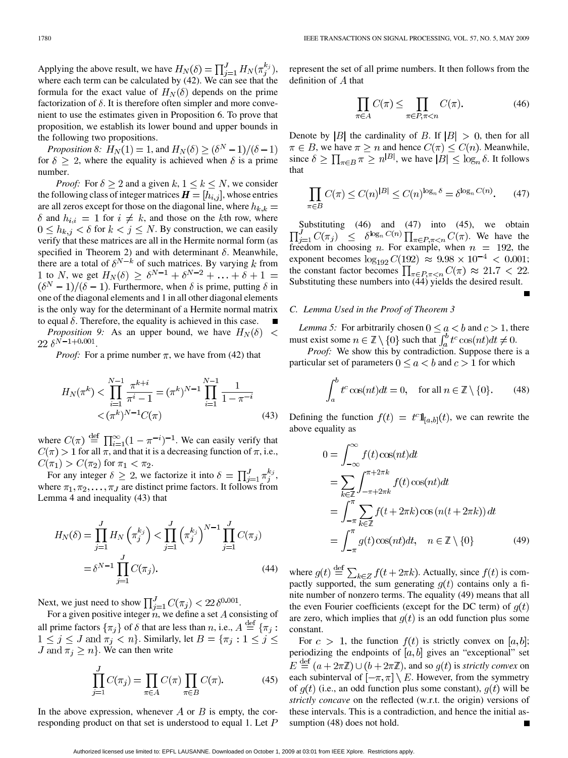Applying the above result, we have $H_N(\delta) = \prod_{j=1}^{J} H_N(\pi_j^{k_j})$, where each term can be calculated by (42). We can see that the formula for the exact value of $H_N(\delta)$ depends on the prime factorization of $\delta$. It is therefore often simpler and more convenient to use the estimates given in Proposition 6. To prove that proposition, we establish its lower bound and upper bounds in the following two propositions.

*Proposition 8:* $H_N(1) = 1$, and $H_N(\delta) \geq (\delta^N - 1)/(\delta - 1)$ for $\delta \geq 2$, where the equality is achieved when $\delta$ is a prime number.

*Proof:* For $\delta \geq 2$ and a given $k$, $1 \leq k \leq N$, we consider the following class of integer matrices $\boldsymbol{H} = [h_{i,j}]$, whose entries are all zeros except for those on the diagonal line, where $h_{k,k} = \delta$ and $h_{i,i} = 1$ for $i \neq k$, and those on the $k$th row, where $0 \leq h_{k,j} < \delta$ for $k < j \leq N$. By construction, we can easily verify that these matrices are all in the Hermite normal form (as specified in Theorem 2) and with determinant $\delta$. Meanwhile, there are a total of $\delta^{N-k}$ of such matrices. By varying $k$ from 1 to $N$, we get $H_N(\delta) \geq \delta^{N-1} + \delta^{N-2} + \ldots + \delta + 1 = (\delta^N - 1)/(\delta - 1)$. Furthermore, when $\delta$ is prime, putting $\delta$ in one of the diagonal elements and 1 in all other diagonal elements is the only way for the determinant of a Hermite normal matrix to equal $\delta$. Therefore, the equality is achieved in this case. ■

*Proposition 9:* As an upper bound, we have $H_N(\delta) < 22\, \delta^{N-1+0.001}$.

*Proof:* For a prime number $\pi$, we have from (42) that

$$\begin{aligned} H_N(\pi^k) &< \prod_{i=1}^{N-1} \frac{\pi^{k+i}}{\pi^i - 1} = (\pi^k)^{N-1} \prod_{i=1}^{N-1} \frac{1}{1 - \pi^{-i}} \\ &< (\pi^k)^{N-1} C(\pi) \end{aligned} \tag{43}$$

where $C(\pi) \stackrel{\text{def}}{=} \prod_{i=1}^{\infty} (1 - \pi^{-i})^{-1}$. We can easily verify that $C(\pi) > 1$ for all $\pi$, and that it is a decreasing function of $\pi$, i.e., $C(\pi_1) > C(\pi_2)$ for $\pi_1 < \pi_2$.

For any integer $\delta \geq 2$, we factorize it into $\delta = \prod_{j=1}^{J} \pi_j^{k_j}$, where $\pi_1, \pi_2, \ldots, \pi_J$ are distinct prime factors. It follows from Lemma 4 and inequality (43) that

$$\begin{aligned} H_N(\delta) &= \prod_{j=1}^{J} H_N\left(\pi_j^{k_j}\right) < \prod_{j=1}^{J} \left(\pi_j^{k_j}\right)^{N-1} \prod_{j=1}^{J} C(\pi_j) \\ &= \delta^{N-1} \prod_{j=1}^{J} C(\pi_j). \end{aligned} \tag{44}$$

Next, we just need to show $\prod_{j=1}^{J} C(\pi_j) < 22\, \delta^{0.001}$.

For a given positive integer $n$, we define a set $A$ consisting of all prime factors $\{\pi_j\}$ of $\delta$ that are less than $n$, i.e., $A \stackrel{\text{def}}{=} \{\pi_j : 1 \leq j \leq J \text{ and } \pi_j < n\}$. Similarly, let $B = \{\pi_j : 1 \leq j \leq J \text{ and } \pi_j \geq n\}$. We can then write

$$\prod_{j=1}^{J} C(\pi_j) = \prod_{\pi \in A} C(\pi) \prod_{\pi \in B} C(\pi). \tag{45}$$

In the above expression, whenever $A$ or $B$ is empty, the corresponding product on that set is understood to equal 1. Let $P$ represent the set of all prime numbers. It then follows from the definition of $A$ that

$$\prod_{\pi \in A} C(\pi) \leq \prod_{\pi \in P, \pi < n} C(\pi). \tag{46}$$

Denote by $|B|$ the cardinality of $B$. If $|B| > 0$, then for all $\pi \in B$, we have $\pi \geq n$ and hence $C(\pi) \leq C(n)$. Meanwhile, since $\delta \geq \prod_{\pi \in B} \pi \geq n^{|B|}$, we have $|B| \leq \log_n \delta$. It follows that

$$\prod_{\pi \in B} C(\pi) \leq C(n)^{|B|} \leq C(n)^{\log_n \delta} = \delta^{\log_n C(n)}. \tag{47}$$

Substituting (46) and (47) into (45), we obtain $\prod_{j=1}^{J} C(\pi_j) \leq \delta^{\log_n C(n)} \prod_{\pi \in P, \pi < n} C(\pi)$. We have the freedom in choosing $n$. For example, when $n = 192$, the exponent becomes $\log_{192} C(192) \approx 9.98 \times 10^{-4} < 0.001$; the constant factor becomes $\prod_{\pi \in P, \pi < n} C(\pi) \approx 21.7 < 22$. Substituting these numbers into (44) yields the desired result. ■

### C. Lemma Used in the Proof of Theorem 3

*Lemma 5:* For arbitrarily chosen $0 \leq a < b$ and $c > 1$, there must exist some $n \in \mathbb{Z} \setminus \{0\}$ such that $\int_a^b t^c \cos(nt) dt \neq 0$.

*Proof:* We show this by contradiction. Suppose there is a particular set of parameters $0 \leq a < b$ and $c > 1$ for which

$$\int_a^b t^c \cos(nt) dt = 0, \quad \text{for all } n \in \mathbb{Z} \setminus \{0\}. \tag{48}$$

Defining the function $f(t) = t^c \mathbb{1}_{[a,b]}(t)$, we can rewrite the above equality as

$$\begin{aligned} 0 &= \int_{-\infty}^{\infty} f(t) \cos(nt) dt \\ &= \sum_{k \in \mathbb{Z}} \int_{-\pi + 2\pi k}^{\pi + 2\pi k} f(t) \cos(nt) dt \\ &= \int_{-\pi}^{\pi} \sum_{k \in \mathbb{Z}} f(t + 2\pi k) \cos\left(n(t + 2\pi k)\right) dt \\ &= \int_{-\pi}^{\pi} g(t) \cos(nt) dt, \quad n \in \mathbb{Z} \setminus \{0\} \end{aligned} \tag{49}$$

where $g(t) \stackrel{\text{def}}{=} \sum_{k \in Z} f(t + 2\pi k)$. Actually, since $f(t)$ is compactly supported, the sum generating $g(t)$ contains only a finite number of nonzero terms. The equality (49) means that all the even Fourier coefficients (except for the DC term) of $g(t)$ are zero, which implies that $g(t)$ is an odd function plus some constant.

For $c > 1$, the function $f(t)$ is strictly convex on $[a, b]$; periodizing the endpoints of $[a, b]$ gives an "exceptional" set $E \stackrel{\text{def}}{=} (a + 2\pi\mathbb{Z}) \cup (b + 2\pi\mathbb{Z})$, and so $g(t)$ is *strictly convex* on each subinterval of $[-\pi, \pi] \setminus E$. However, from the symmetry of $g(t)$ (i.e., an odd function plus some constant), $g(t)$ will be *strictly concave* on the reflected (w.r.t. the origin) versions of these intervals. This is a contradiction, and hence the initial assumption (48) does not hold. ■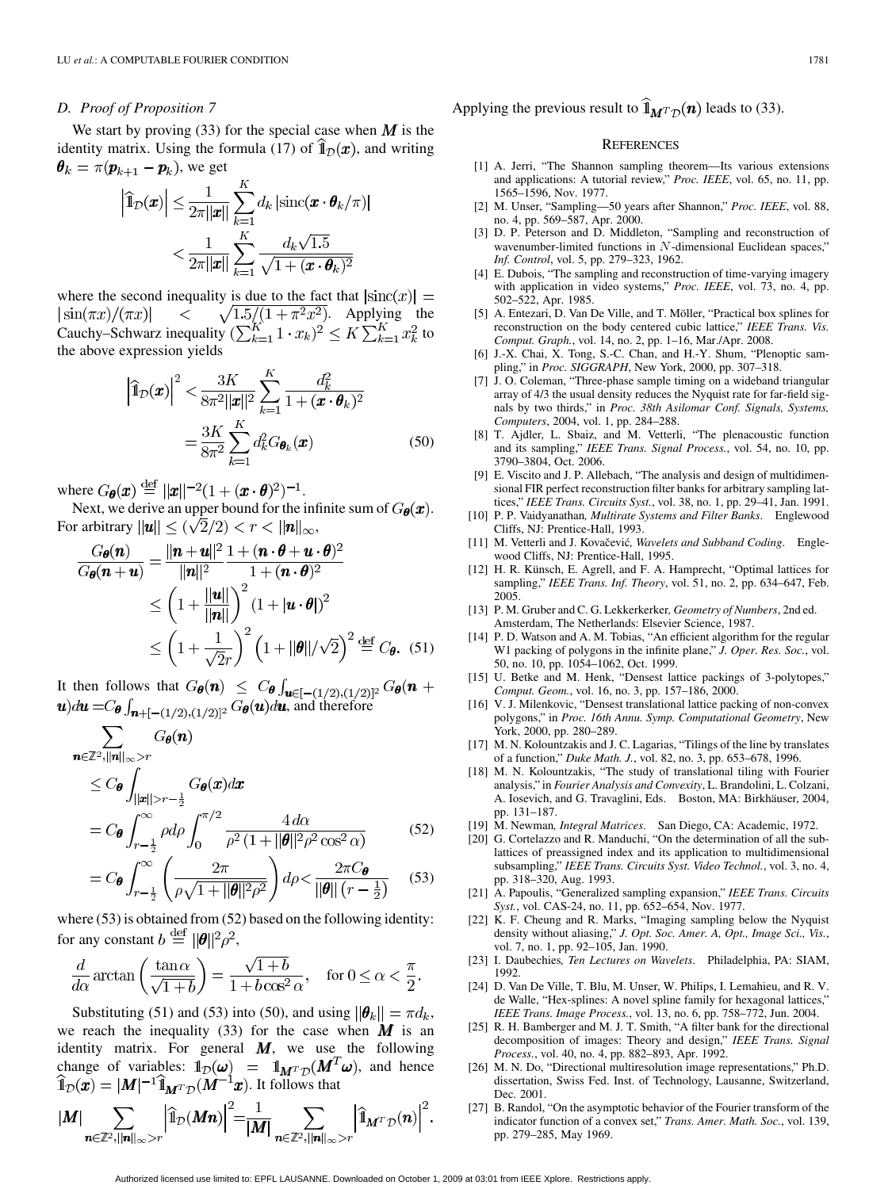### D. Proof of Proposition 7

We start by proving (33) for the special case when $\boldsymbol{M}$ is the identity matrix. Using the formula (17) of $\widehat{\mathbb{1}}_{\mathcal{D}}(\boldsymbol{x})$, and writing $\boldsymbol{\theta}_k = \pi(\boldsymbol{p}_{k+1} - \boldsymbol{p}_k)$, we get

$$\left|\widehat{\mathbb{1}}_{\mathcal{D}}(\boldsymbol{x})\right| \leq \frac{1}{2\pi\|\boldsymbol{x}\|} \sum_{k=1}^{K} d_k \left|\mathrm{sinc}(\boldsymbol{x}\cdot\boldsymbol{\theta}_k/\pi)\right| < \frac{1}{2\pi\|\boldsymbol{x}\|} \sum_{k=1}^{K} \frac{d_k\sqrt{1.5}}{\sqrt{1+(\boldsymbol{x}\cdot\boldsymbol{\theta}_k)^2}}$$

where the second inequality is due to the fact that $|\mathrm{sinc}(x)| = |\sin(\pi x)/(\pi x)| < \sqrt{1.5/(1+\pi^2 x^2)}$. Applying the Cauchy–Schwarz inequality $(\sum_{k=1}^{K} 1 \cdot x_k)^2 \leq K\sum_{k=1}^{K} x_k^2$ to the above expression yields

$$\begin{aligned}\left|\widehat{\mathbb{1}}_{\mathcal{D}}(\boldsymbol{x})\right|^2 &< \frac{3K}{8\pi^2\|\boldsymbol{x}\|^2} \sum_{k=1}^{K} \frac{d_k^2}{1+(\boldsymbol{x}\cdot\boldsymbol{\theta}_k)^2} \\ &= \frac{3K}{8\pi^2} \sum_{k=1}^{K} d_k^2 G_{\boldsymbol{\theta}_k}(\boldsymbol{x}) \qquad (50)\end{aligned}$$

where $G_{\boldsymbol{\theta}}(\boldsymbol{x}) \stackrel{\text{def}}{=} \|\boldsymbol{x}\|^{-2}(1+(\boldsymbol{x}\cdot\boldsymbol{\theta})^2)^{-1}$.

Next, we derive an upper bound for the infinite sum of $G_{\boldsymbol{\theta}}(\boldsymbol{x})$. For arbitrary $\|\boldsymbol{u}\| \leq (\sqrt{2}/2) < r < \|\boldsymbol{n}\|_\infty$,

$$\begin{aligned}\frac{G_{\boldsymbol{\theta}}(\boldsymbol{n})}{G_{\boldsymbol{\theta}}(\boldsymbol{n}+\boldsymbol{u})} &= \frac{\|\boldsymbol{n}+\boldsymbol{u}\|^2}{\|\boldsymbol{n}\|^2} \frac{1+(\boldsymbol{n}\cdot\boldsymbol{\theta}+\boldsymbol{u}\cdot\boldsymbol{\theta})^2}{1+(\boldsymbol{n}\cdot\boldsymbol{\theta})^2} \\ &\leq \left(1+\frac{\|\boldsymbol{u}\|}{\|\boldsymbol{n}\|}\right)^2 (1+|\boldsymbol{u}\cdot\boldsymbol{\theta}|)^2 \\ &\leq \left(1+\frac{1}{\sqrt{2}r}\right)^2 \left(1+\|\boldsymbol{\theta}\|/\sqrt{2}\right)^2 \stackrel{\text{def}}{=} C_{\boldsymbol{\theta}}. \qquad (51)\end{aligned}$$

It then follows that $G_{\boldsymbol{\theta}}(\boldsymbol{n}) \leq C_{\boldsymbol{\theta}} \int_{\boldsymbol{u}\in[-(1/2),(1/2)]^2} G_{\boldsymbol{\theta}}(\boldsymbol{n}+\boldsymbol{u})d\boldsymbol{u} = C_{\boldsymbol{\theta}} \int_{\boldsymbol{n}+[-(1/2),(1/2)]^2} G_{\boldsymbol{\theta}}(\boldsymbol{u})d\boldsymbol{u}$, and therefore

$$\begin{aligned}&\sum_{\boldsymbol{n}\in\mathbb{Z}^2, \|\boldsymbol{n}\|_\infty > r} G_{\boldsymbol{\theta}}(\boldsymbol{n}) \\ &\leq C_{\boldsymbol{\theta}} \int_{\|\boldsymbol{x}\| > r-\frac{1}{2}} G_{\boldsymbol{\theta}}(\boldsymbol{x}) d\boldsymbol{x} \\ &= C_{\boldsymbol{\theta}} \int_{r-\frac{1}{2}}^{\infty} \rho d\rho \int_0^{\pi/2} \frac{4\, d\alpha}{\rho^2\left(1+\|\boldsymbol{\theta}\|^2\rho^2\cos^2\alpha\right)} \qquad (52) \\ &= C_{\boldsymbol{\theta}} \int_{r-\frac{1}{2}}^{\infty} \left(\frac{2\pi}{\rho\sqrt{1+\|\boldsymbol{\theta}\|^2\rho^2}}\right) d\rho < \frac{2\pi C_{\boldsymbol{\theta}}}{\|\boldsymbol{\theta}\|\left(r-\frac{1}{2}\right)} \qquad (53)\end{aligned}$$

where (53) is obtained from (52) based on the following identity: for any constant $b \stackrel{\text{def}}{=} \|\boldsymbol{\theta}\|^2\rho^2$,

$$\frac{d}{d\alpha}\arctan\left(\frac{\tan\alpha}{\sqrt{1+b}}\right) = \frac{\sqrt{1+b}}{1+b\cos^2\alpha}, \quad \text{for } 0 \leq \alpha < \frac{\pi}{2}.$$

Substituting (51) and (53) into (50), and using $\|\boldsymbol{\theta}_k\| = \pi d_k$, we reach the inequality (33) for the case when $\boldsymbol{M}$ is an identity matrix. For general $\boldsymbol{M}$, we use the following change of variables: $\mathbb{1}_{\mathcal{D}}(\boldsymbol{\omega}) = \mathbb{1}_{\boldsymbol{M}^T\mathcal{D}}(\boldsymbol{M}^T\boldsymbol{\omega})$, and hence $\widehat{\mathbb{1}}_{\mathcal{D}}(\boldsymbol{x}) = |\boldsymbol{M}|^{-1}\widehat{\mathbb{1}}_{\boldsymbol{M}^T\mathcal{D}}(\boldsymbol{M}^{-1}\boldsymbol{x})$. It follows that

$$|\boldsymbol{M}| \sum_{\boldsymbol{n}\in\mathbb{Z}^2, \|\boldsymbol{n}\|_\infty > r} \left|\widehat{\mathbb{1}}_{\mathcal{D}}(\boldsymbol{M}\boldsymbol{n})\right|^2 = \frac{1}{|\boldsymbol{M}|} \sum_{\boldsymbol{n}\in\mathbb{Z}^2, \|\boldsymbol{n}\|_\infty > r} \left|\widehat{\mathbb{1}}_{\boldsymbol{M}^T\mathcal{D}}(\boldsymbol{n})\right|^2.$$

Applying the previous result to $\widehat{\mathbb{1}}_{\boldsymbol{M}^T\mathcal{D}}(\boldsymbol{n})$ leads to (33).

## References

[1] A. Jerri, "The Shannon sampling theorem—Its various extensions and applications: A tutorial review," *Proc. IEEE*, vol. 65, no. 11, pp. 1565–1596, Nov. 1977.

[2] M. Unser, "Sampling—50 years after Shannon," *Proc. IEEE*, vol. 88, no. 4, pp. 569–587, Apr. 2000.

[3] D. P. Peterson and D. Middleton, "Sampling and reconstruction of wavenumber-limited functions in $N$-dimensional Euclidean spaces," *Inf. Control*, vol. 5, pp. 279–323, 1962.

[4] E. Dubois, "The sampling and reconstruction of time-varying imagery with application in video systems," *Proc. IEEE*, vol. 73, no. 4, pp. 502–522, Apr. 1985.

[5] A. Entezari, D. Van De Ville, and T. Möller, "Practical box splines for reconstruction on the body centered cubic lattice," *IEEE Trans. Vis. Comput. Graph.*, vol. 14, no. 2, pp. 1–16, Mar./Apr. 2008.

[6] J.-X. Chai, X. Tong, S.-C. Chan, and H.-Y. Shum, "Plenoptic sampling," in *Proc. SIGGRAPH*, New York, 2000, pp. 307–318.

[7] J. O. Coleman, "Three-phase sample timing on a wideband triangular array of 4/3 the usual density reduces the Nyquist rate for far-field signals by two thirds," in *Proc. 38th Asilomar Conf. Signals, Systems, Computers*, 2004, vol. 1, pp. 284–288.

[8] T. Ajdler, L. Sbaiz, and M. Vetterli, "The plenacoustic function and its sampling," *IEEE Trans. Signal Process.*, vol. 54, no. 10, pp. 3790–3804, Oct. 2006.

[9] E. Viscito and J. P. Allebach, "The analysis and design of multidimensional FIR perfect reconstruction filter banks for arbitrary sampling lattices," *IEEE Trans. Circuits Syst.*, vol. 38, no. 1, pp. 29–41, Jan. 1991.

[10] P. P. Vaidyanathan*, Multirate Systems and Filter Banks*. Englewood Cliffs, NJ: Prentice-Hall, 1993.

[11] M. Vetterli and J. Kovačević*, Wavelets and Subband Coding*. Englewood Cliffs, NJ: Prentice-Hall, 1995.

[12] H. R. Künsch, E. Agrell, and F. A. Hamprecht, "Optimal lattices for sampling," *IEEE Trans. Inf. Theory*, vol. 51, no. 2, pp. 634–647, Feb. 2005.

[13] P. M. Gruber and C. G. Lekkerkerker*, Geometry of Numbers*, 2nd ed. Amsterdam, The Netherlands: Elsevier Science, 1987.

[14] P. D. Watson and A. M. Tobias, "An efficient algorithm for the regular W1 packing of polygons in the infinite plane," *J. Oper. Res. Soc.*, vol. 50, no. 10, pp. 1054–1062, Oct. 1999.

[15] U. Betke and M. Henk, "Densest lattice packings of 3-polytopes," *Comput. Geom.*, vol. 16, no. 3, pp. 157–186, 2000.

[16] V. J. Milenkovic, "Densest translational lattice packing of non-convex polygons," in *Proc. 16th Annu. Symp. Computational Geometry*, New York, 2000, pp. 280–289.

[17] M. N. Kolountzakis and J. C. Lagarias, "Tilings of the line by translates of a function," *Duke Math. J.*, vol. 82, no. 3, pp. 653–678, 1996.

[18] M. N. Kolountzakis, "The study of translational tiling with Fourier analysis," in *Fourier Analysis and Convexity*, L. Brandolini, L. Colzani, A. Iosevich, and G. Travaglini, Eds. Boston, MA: Birkhäuser, 2004, pp. 131–187.

[19] M. Newman*, Integral Matrices*. San Diego, CA: Academic, 1972.

[20] G. Cortelazzo and R. Manduchi, "On the determination of all the sublattices of preassigned index and its application to multidimensional subsampling," *IEEE Trans. Circuits Syst. Video Technol.*, vol. 3, no. 4, pp. 318–320, Aug. 1993.

[21] A. Papoulis, "Generalized sampling expansion," *IEEE Trans. Circuits Syst.*, vol. CAS-24, no. 11, pp. 652–654, Nov. 1977.

[22] K. F. Cheung and R. Marks, "Imaging sampling below the Nyquist density without aliasing," *J. Opt. Soc. Amer. A, Opt., Image Sci., Vis.*, vol. 7, no. 1, pp. 92–105, Jan. 1990.

[23] I. Daubechies*, Ten Lectures on Wavelets*. Philadelphia, PA: SIAM, 1992.

[24] D. Van De Ville, T. Blu, M. Unser, W. Philips, I. Lemahieu, and R. V. de Walle, "Hex-splines: A novel spline family for hexagonal lattices," *IEEE Trans. Image Process.*, vol. 13, no. 6, pp. 758–772, Jun. 2004.

[25] R. H. Bamberger and M. J. T. Smith, "A filter bank for the directional decomposition of images: Theory and design," *IEEE Trans. Signal Process.*, vol. 40, no. 4, pp. 882–893, Apr. 1992.

[26] M. N. Do, "Directional multiresolution image representations," Ph.D. dissertation, Swiss Fed. Inst. of Technology, Lausanne, Switzerland, Dec. 2001.

[27] B. Randol, "On the asymptotic behavior of the Fourier transform of the indicator function of a convex set," *Trans. Amer. Math. Soc.*, vol. 139, pp. 279–285, May 1969.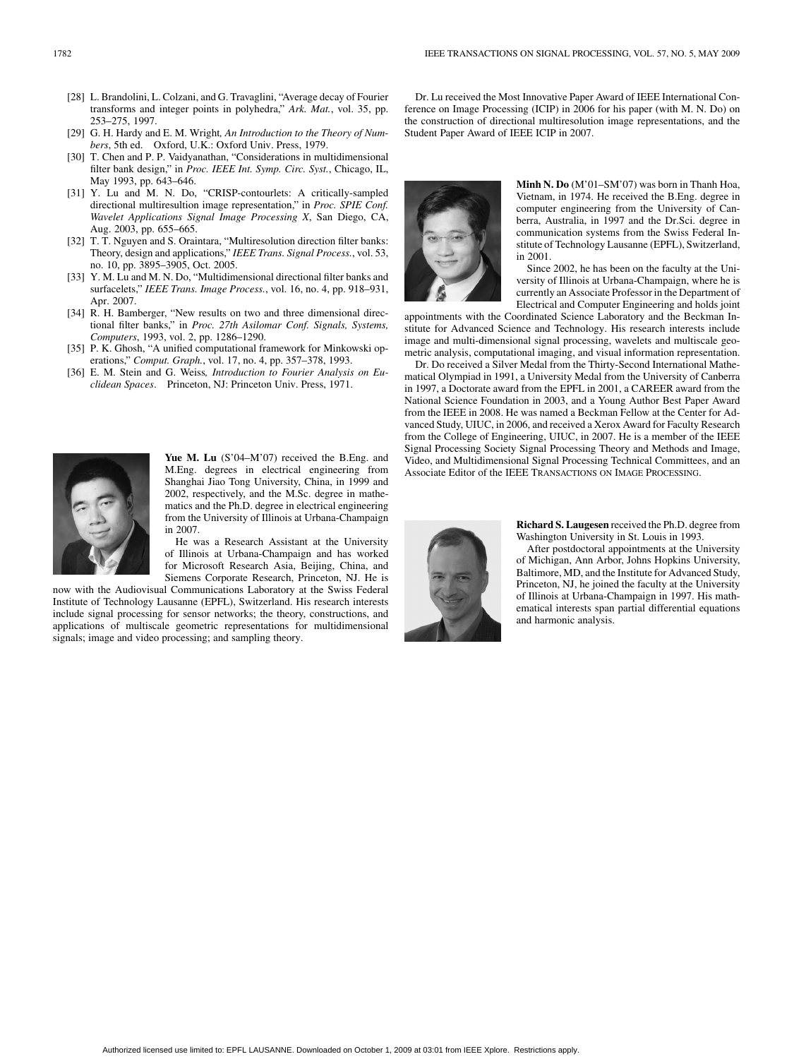[28] L. Brandolini, L. Colzani, and G. Travaglini, "Average decay of Fourier transforms and integer points in polyhedra," *Ark. Mat.*, vol. 35, pp. 253–275, 1997.

[29] G. H. Hardy and E. M. Wright, *An Introduction to the Theory of Numbers*, 5th ed. Oxford, U.K.: Oxford Univ. Press, 1979.

[30] T. Chen and P. P. Vaidyanathan, "Considerations in multidimensional filter bank design," in *Proc. IEEE Int. Symp. Circ. Syst.*, Chicago, IL, May 1993, pp. 643–646.

[31] Y. Lu and M. N. Do, "CRISP-contourlets: A critically-sampled directional multiresultion image representation," in *Proc. SPIE Conf. Wavelet Applications Signal Image Processing X*, San Diego, CA, Aug. 2003, pp. 655–665.

[32] T. T. Nguyen and S. Oraintara, "Multiresolution direction filter banks: Theory, design and applications," *IEEE Trans. Signal Process.*, vol. 53, no. 10, pp. 3895–3905, Oct. 2005.

[33] Y. M. Lu and M. N. Do, "Multidimensional directional filter banks and surfacelets," *IEEE Trans. Image Process.*, vol. 16, no. 4, pp. 918–931, Apr. 2007.

[34] R. H. Bamberger, "New results on two and three dimensional directional filter banks," in *Proc. 27th Asilomar Conf. Signals, Systems, Computers*, 1993, vol. 2, pp. 1286–1290.

[35] P. K. Ghosh, "A unified computational framework for Minkowski operations," *Comput. Graph.*, vol. 17, no. 4, pp. 357–378, 1993.

[36] E. M. Stein and G. Weiss, *Introduction to Fourier Analysis on Euclidean Spaces*. Princeton, NJ: Princeton Univ. Press, 1971.

**Yue M. Lu** (S'04–M'07) received the B.Eng. and M.Eng. degrees in electrical engineering from Shanghai Jiao Tong University, China, in 1999 and 2002, respectively, and the M.Sc. degree in mathematics and the Ph.D. degree in electrical engineering from the University of Illinois at Urbana-Champaign in 2007.

He was a Research Assistant at the University of Illinois at Urbana-Champaign and has worked for Microsoft Research Asia, Beijing, China, and Siemens Corporate Research, Princeton, NJ. He is now with the Audiovisual Communications Laboratory at the Swiss Federal Institute of Technology Lausanne (EPFL), Switzerland. His research interests include signal processing for sensor networks; the theory, constructions, and applications of multiscale geometric representations for multidimensional signals; image and video processing; and sampling theory.

Dr. Lu received the Most Innovative Paper Award of IEEE International Conference on Image Processing (ICIP) in 2006 for his paper (with M. N. Do) on the construction of directional multiresolution image representations, and the Student Paper Award of IEEE ICIP in 2007.

**Minh N. Do** (M'01–SM'07) was born in Thanh Hoa, Vietnam, in 1974. He received the B.Eng. degree in computer engineering from the University of Canberra, Australia, in 1997 and the Dr.Sci. degree in communication systems from the Swiss Federal Institute of Technology Lausanne (EPFL), Switzerland, in 2001.

Since 2002, he has been on the faculty at the University of Illinois at Urbana-Champaign, where he is currently an Associate Professor in the Department of Electrical and Computer Engineering and holds joint appointments with the Coordinated Science Laboratory and the Beckman Institute for Advanced Science and Technology. His research interests include image and multi-dimensional signal processing, wavelets and multiscale geometric analysis, computational imaging, and visual information representation.

Dr. Do received a Silver Medal from the Thirty-Second International Mathematical Olympiad in 1991, a University Medal from the University of Canberra in 1997, a Doctorate award from the EPFL in 2001, a CAREER award from the National Science Foundation in 2003, and a Young Author Best Paper Award from the IEEE in 2008. He was named a Beckman Fellow at the Center for Advanced Study, UIUC, in 2006, and received a Xerox Award for Faculty Research from the College of Engineering, UIUC, in 2007. He is a member of the IEEE Signal Processing Society Signal Processing Theory and Methods and Image, Video, and Multidimensional Signal Processing Technical Committees, and an Associate Editor of the IEEE TRANSACTIONS ON IMAGE PROCESSING.

**Richard S. Laugesen** received the Ph.D. degree from Washington University in St. Louis in 1993.

After postdoctoral appointments at the University of Michigan, Ann Arbor, Johns Hopkins University, Baltimore, MD, and the Institute for Advanced Study, Princeton, NJ, he joined the faculty at the University of Illinois at Urbana-Champaign in 1997. His mathematical interests span partial differential equations and harmonic analysis.